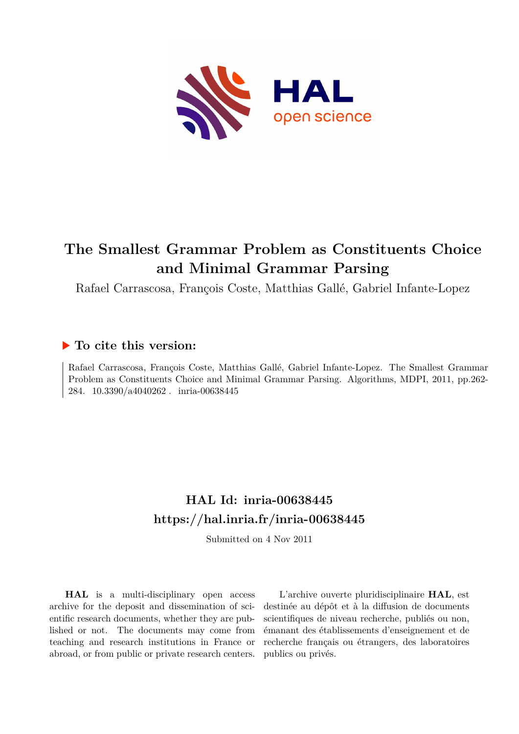# The Smallest Grammar Problem as Constituents Choice and Minimal Grammar Parsing

Rafael Carrascosa, François Coste, Matthias Gallé, Gabriel Infante-Lopez

## ▶ To cite this version:

Rafael Carrascosa, François Coste, Matthias Gallé, Gabriel Infante-Lopez. The Smallest Grammar Problem as Constituents Choice and Minimal Grammar Parsing. Algorithms, MDPI, 2011, pp.262-284. 10.3390/a4040262 . inria-00638445

## HAL Id: inria-00638445

## https://hal.inria.fr/inria-00638445

Submitted on 4 Nov 2011

**HAL** is a multi-disciplinary open access archive for the deposit and dissemination of scientific research documents, whether they are published or not. The documents may come from teaching and research institutions in France or abroad, or from public or private research centers.

L'archive ouverte pluridisciplinaire **HAL**, est destinée au dépôt et à la diffusion de documents scientifiques de niveau recherche, publiés ou non, émanant des établissements d'enseignement et de recherche français ou étrangers, des laboratoires publics ou privés.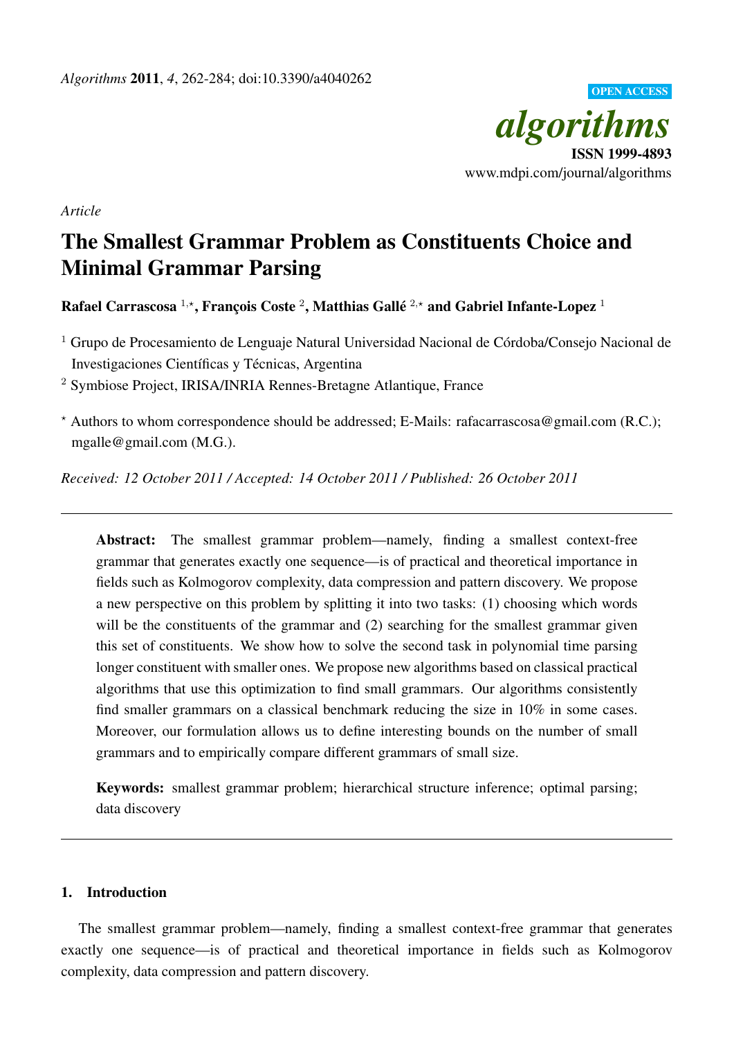*Algorithms* **2011**, *4*, 262-284; doi:10.3390/a4040262

OPEN ACCESS

***algorithms***

**ISSN 1999-4893**

www.mdpi.com/journal/algorithms

*Article*

# The Smallest Grammar Problem as Constituents Choice and Minimal Grammar Parsing

**Rafael Carrascosa [1,⋆], François Coste [2], Matthias Gallé [2,⋆] and Gabriel Infante-Lopez [1]**

[1] Grupo de Procesamiento de Lenguaje Natural Universidad Nacional de Córdoba/Consejo Nacional de Investigaciones Científicas y Técnicas, Argentina

[2] Symbiose Project, IRISA/INRIA Rennes-Bretagne Atlantique, France

⋆ Authors to whom correspondence should be addressed; E-Mails: rafacarrascosa@gmail.com (R.C.); mgalle@gmail.com (M.G.).

*Received: 12 October 2011 / Accepted: 14 October 2011 / Published: 26 October 2011*

---

**Abstract:** The smallest grammar problem—namely, finding a smallest context-free grammar that generates exactly one sequence—is of practical and theoretical importance in fields such as Kolmogorov complexity, data compression and pattern discovery. We propose a new perspective on this problem by splitting it into two tasks: (1) choosing which words will be the constituents of the grammar and (2) searching for the smallest grammar given this set of constituents. We show how to solve the second task in polynomial time parsing longer constituent with smaller ones. We propose new algorithms based on classical practical algorithms that use this optimization to find small grammars. Our algorithms consistently find smaller grammars on a classical benchmark reducing the size in 10% in some cases. Moreover, our formulation allows us to define interesting bounds on the number of small grammars and to empirically compare different grammars of small size.

**Keywords:** smallest grammar problem; hierarchical structure inference; optimal parsing; data discovery

---

## 1. Introduction

The smallest grammar problem—namely, finding a smallest context-free grammar that generates exactly one sequence—is of practical and theoretical importance in fields such as Kolmogorov complexity, data compression and pattern discovery.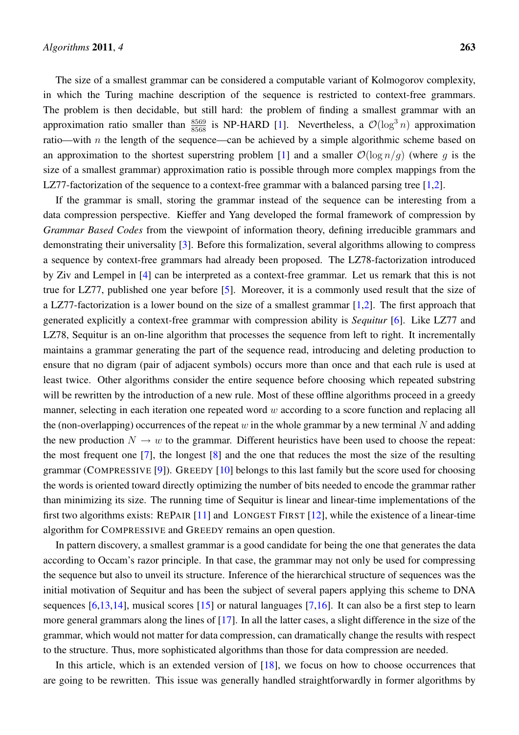The size of a smallest grammar can be considered a computable variant of Kolmogorov complexity, in which the Turing machine description of the sequence is restricted to context-free grammars. The problem is then decidable, but still hard: the problem of finding a smallest grammar with an approximation ratio smaller than $\frac{8569}{8568}$ is NP-HARD [1]. Nevertheless, a $\mathcal{O}(\log^3 n)$ approximation ratio—with $n$ the length of the sequence—can be achieved by a simple algorithmic scheme based on an approximation to the shortest superstring problem [1] and a smaller $\mathcal{O}(\log n/g)$ (where $g$ is the size of a smallest grammar) approximation ratio is possible through more complex mappings from the LZ77-factorization of the sequence to a context-free grammar with a balanced parsing tree [1,2].

If the grammar is small, storing the grammar instead of the sequence can be interesting from a data compression perspective. Kieffer and Yang developed the formal framework of compression by *Grammar Based Codes* from the viewpoint of information theory, defining irreducible grammars and demonstrating their universality [3]. Before this formalization, several algorithms allowing to compress a sequence by context-free grammars had already been proposed. The LZ78-factorization introduced by Ziv and Lempel in [4] can be interpreted as a context-free grammar. Let us remark that this is not true for LZ77, published one year before [5]. Moreover, it is a commonly used result that the size of a LZ77-factorization is a lower bound on the size of a smallest grammar [1,2]. The first approach that generated explicitly a context-free grammar with compression ability is ***Sequitur*** [6]. Like LZ77 and LZ78, Sequitur is an on-line algorithm that processes the sequence from left to right. It incrementally maintains a grammar generating the part of the sequence read, introducing and deleting production to ensure that no digram (pair of adjacent symbols) occurs more than once and that each rule is used at least twice. Other algorithms consider the entire sequence before choosing which repeated substring will be rewritten by the introduction of a new rule. Most of these offline algorithms proceed in a greedy manner, selecting in each iteration one repeated word $w$ according to a score function and replacing all the (non-overlapping) occurrences of the repeat $w$ in the whole grammar by a new terminal $N$ and adding the new production $N \rightarrow w$ to the grammar. Different heuristics have been used to choose the repeat: the most frequent one [7], the longest [8] and the one that reduces the most the size of the resulting grammar (COMPRESSIVE [9]). GREEDY [10] belongs to this last family but the score used for choosing the words is oriented toward directly optimizing the number of bits needed to encode the grammar rather than minimizing its size. The running time of Sequitur is linear and linear-time implementations of the first two algorithms exists: REPAIR [11] and LONGEST FIRST [12], while the existence of a linear-time algorithm for COMPRESSIVE and GREEDY remains an open question.

In pattern discovery, a smallest grammar is a good candidate for being the one that generates the data according to Occam's razor principle. In that case, the grammar may not only be used for compressing the sequence but also to unveil its structure. Inference of the hierarchical structure of sequences was the initial motivation of Sequitur and has been the subject of several papers applying this scheme to DNA sequences [6,13,14], musical scores [15] or natural languages [7,16]. It can also be a first step to learn more general grammars along the lines of [17]. In all the latter cases, a slight difference in the size of the grammar, which would not matter for data compression, can dramatically change the results with respect to the structure. Thus, more sophisticated algorithms than those for data compression are needed.

In this article, which is an extended version of [18], we focus on how to choose occurrences that are going to be rewritten. This issue was generally handled straightforwardly in former algorithms by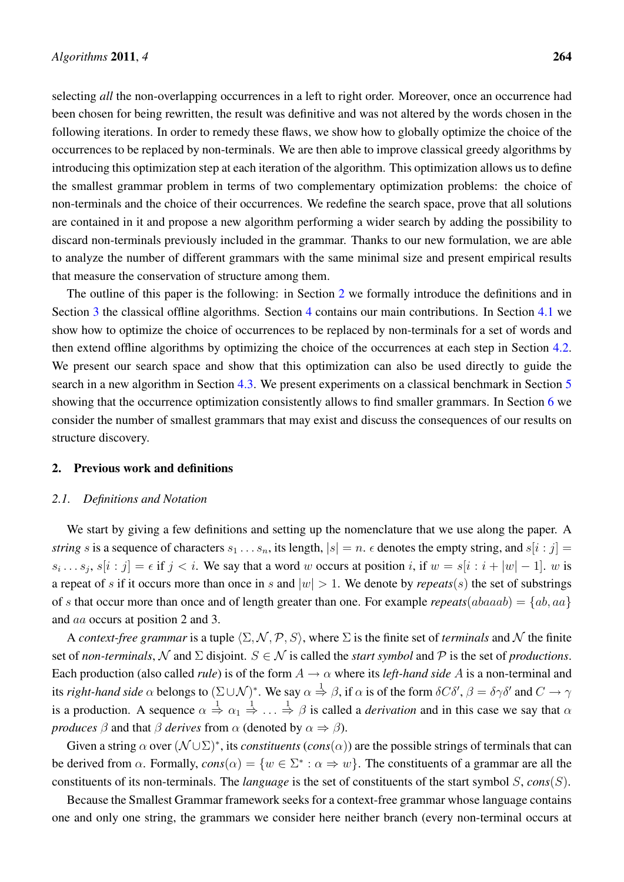selecting *all* the non-overlapping occurrences in a left to right order. Moreover, once an occurrence had been chosen for being rewritten, the result was definitive and was not altered by the words chosen in the following iterations. In order to remedy these flaws, we show how to globally optimize the choice of the occurrences to be replaced by non-terminals. We are then able to improve classical greedy algorithms by introducing this optimization step at each iteration of the algorithm. This optimization allows us to define the smallest grammar problem in terms of two complementary optimization problems: the choice of non-terminals and the choice of their occurrences. We redefine the search space, prove that all solutions are contained in it and propose a new algorithm performing a wider search by adding the possibility to discard non-terminals previously included in the grammar. Thanks to our new formulation, we are able to analyze the number of different grammars with the same minimal size and present empirical results that measure the conservation of structure among them.

The outline of this paper is the following: in Section 2 we formally introduce the definitions and in Section 3 the classical offline algorithms. Section 4 contains our main contributions. In Section 4.1 we show how to optimize the choice of occurrences to be replaced by non-terminals for a set of words and then extend offline algorithms by optimizing the choice of the occurrences at each step in Section 4.2. We present our search space and show that this optimization can also be used directly to guide the search in a new algorithm in Section 4.3. We present experiments on a classical benchmark in Section 5 showing that the occurrence optimization consistently allows to find smaller grammars. In Section 6 we consider the number of smallest grammars that may exist and discuss the consequences of our results on structure discovery.

## 2. Previous work and definitions

### 2.1. Definitions and Notation

We start by giving a few definitions and setting up the nomenclature that we use along the paper. A *string* $s$ is a sequence of characters $s_1 \dots s_n$, its length, $|s| = n$. $\epsilon$ denotes the empty string, and $s[i:j] = s_i \dots s_j$, $s[i:j] = \epsilon$ if $j < i$. We say that a word $w$ occurs at position $i$, if $w = s[i : i + |w| - 1]$. $w$ is a repeat of $s$ if it occurs more than once in $s$ and $|w| > 1$. We denote by *repeats*$(s)$ the set of substrings of $s$ that occur more than once and of length greater than one. For example *repeats*$(abaaab) = \{ab, aa\}$ and $aa$ occurs at position 2 and 3.

A *context-free grammar* is a tuple $\langle \Sigma, \mathcal{N}, \mathcal{P}, S \rangle$, where $\Sigma$ is the finite set of *terminals* and $\mathcal{N}$ the finite set of *non-terminals*, $\mathcal{N}$ and $\Sigma$ disjoint. $S \in \mathcal{N}$ is called the *start symbol* and $\mathcal{P}$ is the set of *productions*. Each production (also called *rule*) is of the form $A \to \alpha$ where its *left-hand side* $A$ is a non-terminal and its *right-hand side* $\alpha$ belongs to $(\Sigma \cup \mathcal{N})^*$. We say $\alpha \overset{1}{\Rightarrow} \beta$, if $\alpha$ is of the form $\delta C \delta'$, $\beta = \delta \gamma \delta'$ and $C \to \gamma$ is a production. A sequence $\alpha \overset{1}{\Rightarrow} \alpha_1 \overset{1}{\Rightarrow} \dots \overset{1}{\Rightarrow} \beta$ is called a *derivation* and in this case we say that $\alpha$ *produces* $\beta$ and that $\beta$ *derives* from $\alpha$ (denoted by $\alpha \Rightarrow \beta$).

Given a string $\alpha$ over $(\mathcal{N} \cup \Sigma)^*$, its *constituents* (*cons*$(\alpha)$) are the possible strings of terminals that can be derived from $\alpha$. Formally, *cons*$(\alpha) = \{w \in \Sigma^* : \alpha \Rightarrow w\}$. The constituents of a grammar are all the constituents of its non-terminals. The *language* is the set of constituents of the start symbol $S$, *cons*$(S)$.

Because the Smallest Grammar framework seeks for a context-free grammar whose language contains one and only one string, the grammars we consider here neither branch (every non-terminal occurs at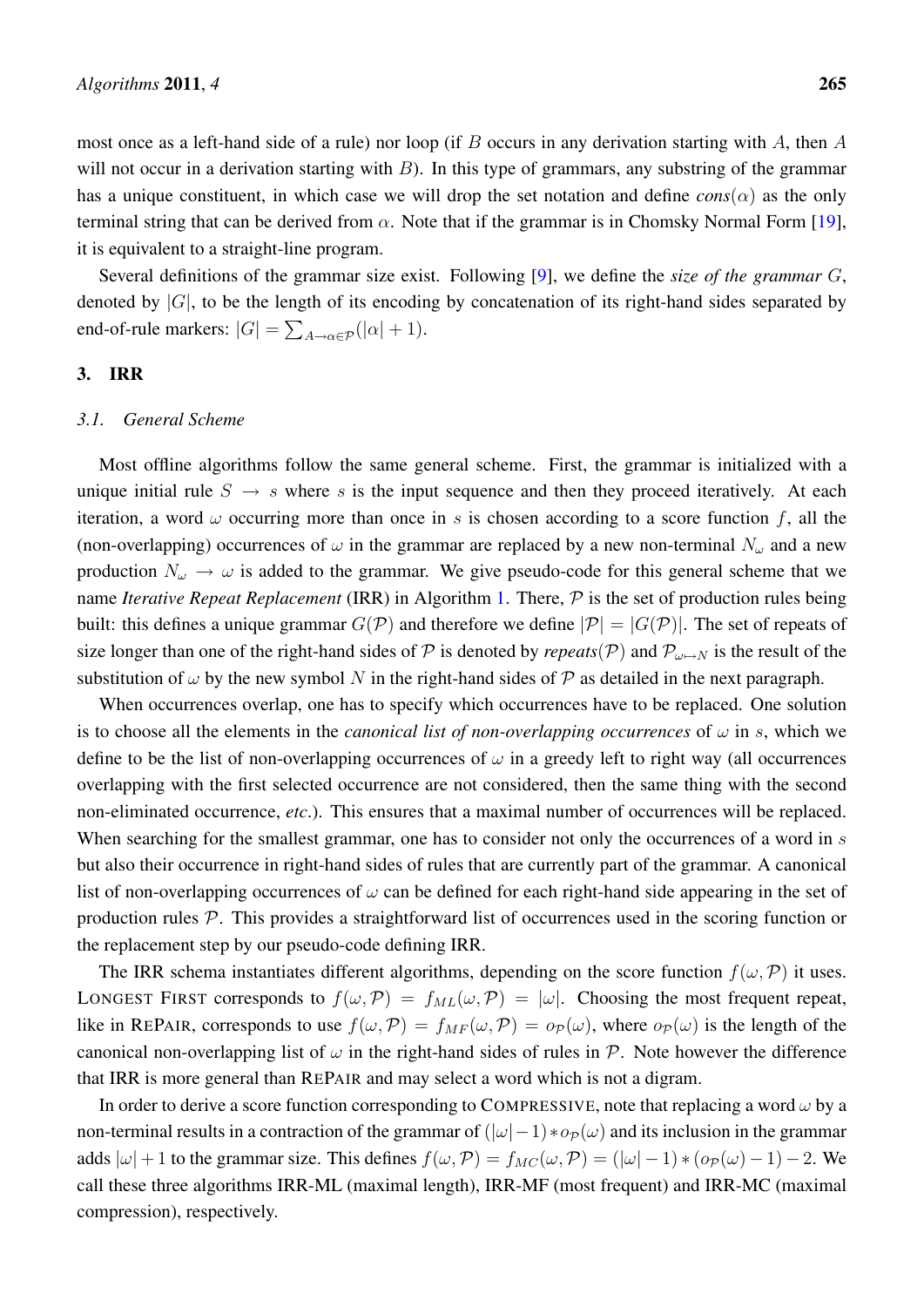most once as a left-hand side of a rule) nor loop (if $B$ occurs in any derivation starting with $A$, then $A$ will not occur in a derivation starting with $B$). In this type of grammars, any substring of the grammar has a unique constituent, in which case we will drop the set notation and define *cons*($\alpha$) as the only terminal string that can be derived from $\alpha$. Note that if the grammar is in Chomsky Normal Form [19], it is equivalent to a straight-line program.

Several definitions of the grammar size exist. Following [9], we define the *size of the grammar* $G$, denoted by $|G|$, to be the length of its encoding by concatenation of its right-hand sides separated by end-of-rule markers: $|G| = \sum_{A \to \alpha \in \mathcal{P}} (|\alpha| + 1)$.

## 3. IRR

### 3.1. General Scheme

Most offline algorithms follow the same general scheme. First, the grammar is initialized with a unique initial rule $S \to s$ where $s$ is the input sequence and then they proceed iteratively. At each iteration, a word $\omega$ occurring more than once in $s$ is chosen according to a score function $f$, all the (non-overlapping) occurrences of $\omega$ in the grammar are replaced by a new non-terminal $N_\omega$ and a new production $N_\omega \to \omega$ is added to the grammar. We give pseudo-code for this general scheme that we name *Iterative Repeat Replacement* (IRR) in Algorithm 1. There, $\mathcal{P}$ is the set of production rules being built: this defines a unique grammar $G(\mathcal{P})$ and therefore we define $|\mathcal{P}| = |G(\mathcal{P})|$. The set of repeats of size longer than one of the right-hand sides of $\mathcal{P}$ is denoted by *repeats*($\mathcal{P}$) and $\mathcal{P}_{\omega \mapsto N}$ is the result of the substitution of $\omega$ by the new symbol $N$ in the right-hand sides of $\mathcal{P}$ as detailed in the next paragraph.

When occurrences overlap, one has to specify which occurrences have to be replaced. One solution is to choose all the elements in the *canonical list of non-overlapping occurrences* of $\omega$ in $s$, which we define to be the list of non-overlapping occurrences of $\omega$ in a greedy left to right way (all occurrences overlapping with the first selected occurrence are not considered, then the same thing with the second non-eliminated occurrence, *etc*.). This ensures that a maximal number of occurrences will be replaced. When searching for the smallest grammar, one has to consider not only the occurrences of a word in $s$ but also their occurrence in right-hand sides of rules that are currently part of the grammar. A canonical list of non-overlapping occurrences of $\omega$ can be defined for each right-hand side appearing in the set of production rules $\mathcal{P}$. This provides a straightforward list of occurrences used in the scoring function or the replacement step by our pseudo-code defining IRR.

The IRR schema instantiates different algorithms, depending on the score function $f(\omega, \mathcal{P})$ it uses. LONGEST FIRST corresponds to $f(\omega, \mathcal{P}) = f_{ML}(\omega, \mathcal{P}) = |\omega|$. Choosing the most frequent repeat, like in REPAIR, corresponds to use $f(\omega, \mathcal{P}) = f_{MF}(\omega, \mathcal{P}) = o_{\mathcal{P}}(\omega)$, where $o_{\mathcal{P}}(\omega)$ is the length of the canonical non-overlapping list of $\omega$ in the right-hand sides of rules in $\mathcal{P}$. Note however the difference that IRR is more general than REPAIR and may select a word which is not a digram.

In order to derive a score function corresponding to COMPRESSIVE, note that replacing a word $\omega$ by a non-terminal results in a contraction of the grammar of $(|\omega| - 1) * o_{\mathcal{P}}(\omega)$ and its inclusion in the grammar adds $|\omega| + 1$ to the grammar size. This defines $f(\omega, \mathcal{P}) = f_{MC}(\omega, \mathcal{P}) = (|\omega| - 1) * (o_{\mathcal{P}}(\omega) - 1) - 2$. We call these three algorithms IRR-ML (maximal length), IRR-MF (most frequent) and IRR-MC (maximal compression), respectively.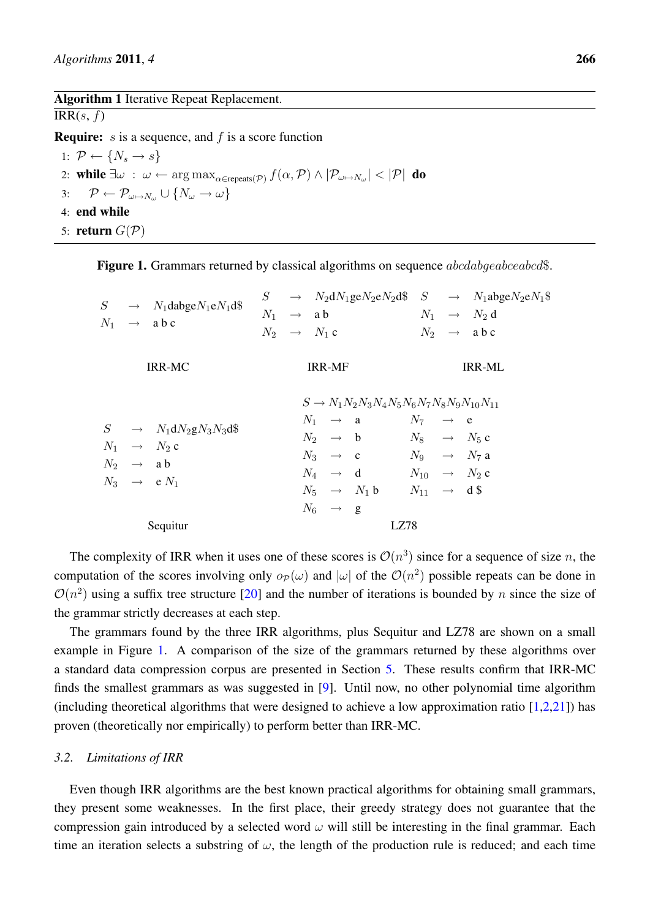**Algorithm 1** Iterative Repeat Replacement.

IRR($s$, $f$)

**Require:** $s$ is a sequence, and $f$ is a score function

1: $\mathcal{P} \leftarrow \{N_s \rightarrow s\}$
2: **while** $\exists\omega \ : \ \omega \leftarrow \arg\max_{\alpha\in\text{repeats}(\mathcal{P})} f(\alpha,\mathcal{P}) \wedge |\mathcal{P}_{\omega\mapsto N_\omega}| < |\mathcal{P}|$ **do**
3: $\quad \mathcal{P} \leftarrow \mathcal{P}_{\omega\mapsto N_\omega} \cup \{N_\omega \rightarrow \omega\}$
4: **end while**
5: **return** $G(\mathcal{P})$

**Figure 1.** Grammars returned by classical algorithms on sequence $abcdabgeabceabcd\$$.

IRR-MC:

$S \rightarrow N_1$dabge$N_1$e$N_1$d\$
$N_1 \rightarrow$ a b c

IRR-MF:

$S \rightarrow N_2$d$N_1$ge$N_2$e$N_2$d\$
$N_1 \rightarrow$ a b
$N_2 \rightarrow N_1$ c

IRR-ML:

$S \rightarrow N_1$abge$N_2$e$N_1$\$
$N_1 \rightarrow N_2$ d
$N_2 \rightarrow$ a b c

Sequitur:

$S \rightarrow N_1$d$N_2$g$N_3N_3$d\$
$N_1 \rightarrow N_2$ c
$N_2 \rightarrow$ a b
$N_3 \rightarrow$ e $N_1$

LZ78:

$S \rightarrow N_1N_2N_3N_4N_5N_6N_7N_8N_9N_{10}N_{11}$
$N_1 \rightarrow$ a
$N_2 \rightarrow$ b
$N_3 \rightarrow$ c
$N_4 \rightarrow$ d
$N_5 \rightarrow N_1$ b
$N_6 \rightarrow$ g
$N_7 \rightarrow$ e
$N_8 \rightarrow N_5$ c
$N_9 \rightarrow N_7$ a
$N_{10} \rightarrow N_2$ c
$N_{11} \rightarrow$ d \$

The complexity of IRR when it uses one of these scores is $\mathcal{O}(n^3)$ since for a sequence of size $n$, the computation of the scores involving only $o_{\mathcal{P}}(\omega)$ and $|\omega|$ of the $\mathcal{O}(n^2)$ possible repeats can be done in $\mathcal{O}(n^2)$ using a suffix tree structure [20] and the number of iterations is bounded by $n$ since the size of the grammar strictly decreases at each step.

The grammars found by the three IRR algorithms, plus Sequitur and LZ78 are shown on a small example in Figure 1. A comparison of the size of the grammars returned by these algorithms over a standard data compression corpus are presented in Section 5. These results confirm that IRR-MC finds the smallest grammars as was suggested in [9]. Until now, no other polynomial time algorithm (including theoretical algorithms that were designed to achieve a low approximation ratio [1,2,21]) has proven (theoretically nor empirically) to perform better than IRR-MC.

### *3.2. Limitations of IRR*

Even though IRR algorithms are the best known practical algorithms for obtaining small grammars, they present some weaknesses. In the first place, their greedy strategy does not guarantee that the compression gain introduced by a selected word $\omega$ will still be interesting in the final grammar. Each time an iteration selects a substring of $\omega$, the length of the production rule is reduced; and each time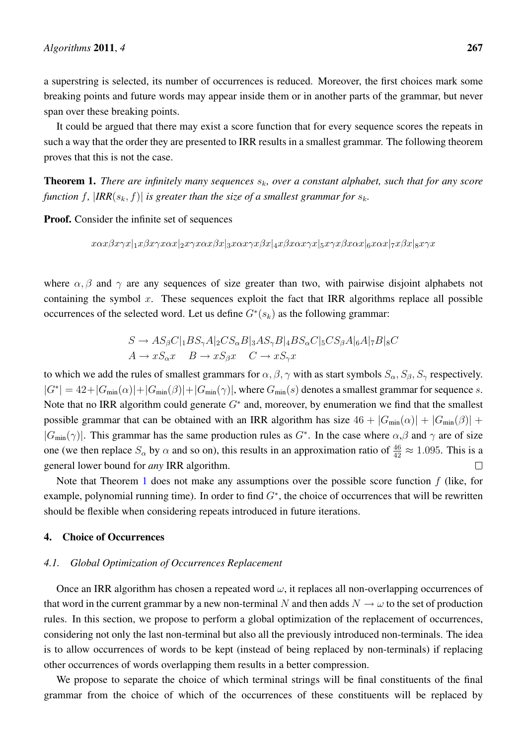a superstring is selected, its number of occurrences is reduced. Moreover, the first choices mark some breaking points and future words may appear inside them or in another parts of the grammar, but never span over these breaking points.

It could be argued that there may exist a score function that for every sequence scores the repeats in such a way that the order they are presented to IRR results in a smallest grammar. The following theorem proves that this is not the case.

**Theorem 1.** *There are infinitely many sequences $s_k$, over a constant alphabet, such that for any score function $f$, $|IRR(s_k, f)|$ is greater than the size of a smallest grammar for $s_k$.*

**Proof.** Consider the infinite set of sequences

$$x\alpha x\beta x\gamma x|_1 x\beta x\gamma x\alpha x|_2 x\gamma x\alpha x\beta x|_3 x\alpha x\gamma x\beta x|_4 x\beta x\alpha x\gamma x|_5 x\gamma x\beta x\alpha x|_6 x\alpha x|_7 x\beta x|_8 x\gamma x$$

where $\alpha, \beta$ and $\gamma$ are any sequences of size greater than two, with pairwise disjoint alphabets not containing the symbol $x$. These sequences exploit the fact that IRR algorithms replace all possible occurrences of the selected word. Let us define $G^*(s_k)$ as the following grammar:

$$S \rightarrow AS_\beta C|_1 BS_\gamma A|_2 CS_\alpha B|_3 AS_\gamma B|_4 BS_\alpha C|_5 CS_\beta A|_6 A|_7 B|_8 C$$
$$A \rightarrow xS_\alpha x \quad B \rightarrow xS_\beta x \quad C \rightarrow xS_\gamma x$$

to which we add the rules of smallest grammars for $\alpha, \beta, \gamma$ with as start symbols $S_\alpha, S_\beta, S_\gamma$ respectively. $|G^*| = 42 + |G_{\min}(\alpha)| + |G_{\min}(\beta)| + |G_{\min}(\gamma)|$, where $G_{\min}(s)$ denotes a smallest grammar for sequence $s$. Note that no IRR algorithm could generate $G^*$ and, moreover, by enumeration we find that the smallest possible grammar that can be obtained with an IRR algorithm has size $46 + |G_{\min}(\alpha)| + |G_{\min}(\beta)| + |G_{\min}(\gamma)|$. This grammar has the same production rules as $G^*$. In the case where $\alpha$, $\beta$ and $\gamma$ are of size one (we then replace $S_\alpha$ by $\alpha$ and so on), this results in an approximation ratio of $\frac{46}{42} \approx 1.095$. This is a general lower bound for *any* IRR algorithm. □

Note that Theorem 1 does not make any assumptions over the possible score function $f$ (like, for example, polynomial running time). In order to find $G^*$, the choice of occurrences that will be rewritten should be flexible when considering repeats introduced in future iterations.

## 4. Choice of Occurrences

### 4.1. Global Optimization of Occurrences Replacement

Once an IRR algorithm has chosen a repeated word $\omega$, it replaces all non-overlapping occurrences of that word in the current grammar by a new non-terminal $N$ and then adds $N \rightarrow \omega$ to the set of production rules. In this section, we propose to perform a global optimization of the replacement of occurrences, considering not only the last non-terminal but also all the previously introduced non-terminals. The idea is to allow occurrences of words to be kept (instead of being replaced by non-terminals) if replacing other occurrences of words overlapping them results in a better compression.

We propose to separate the choice of which terminal strings will be final constituents of the final grammar from the choice of which of the occurrences of these constituents will be replaced by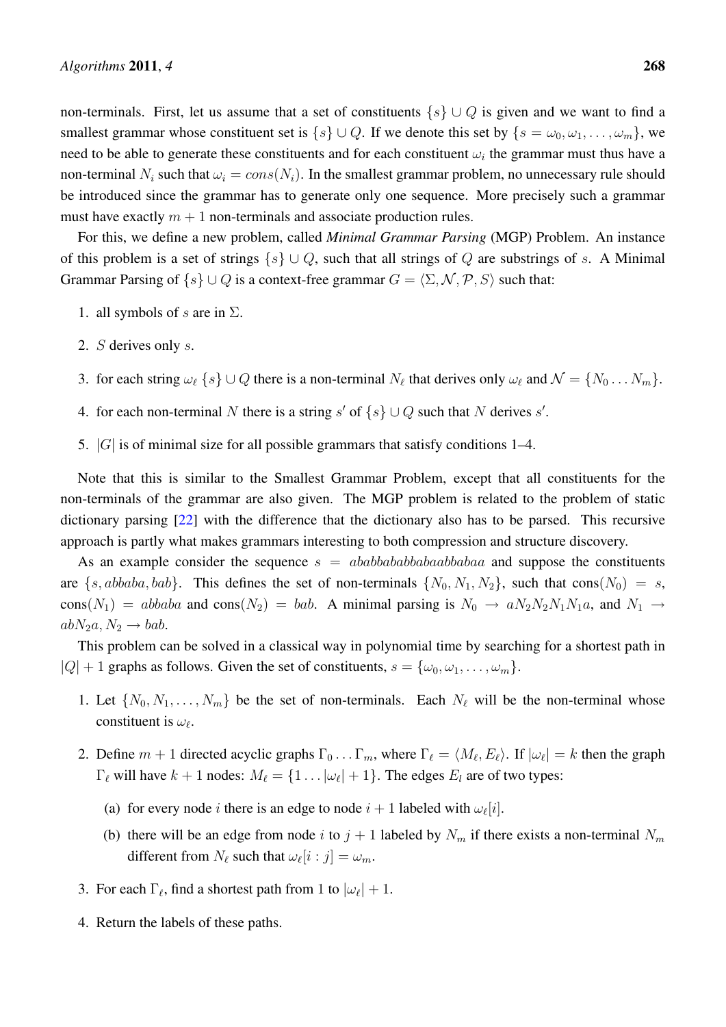non-terminals. First, let us assume that a set of constituents $\{s\} \cup Q$ is given and we want to find a smallest grammar whose constituent set is $\{s\} \cup Q$. If we denote this set by $\{s = \omega_0, \omega_1, \ldots, \omega_m\}$, we need to be able to generate these constituents and for each constituent $\omega_i$ the grammar must thus have a non-terminal $N_i$ such that $\omega_i = cons(N_i)$. In the smallest grammar problem, no unnecessary rule should be introduced since the grammar has to generate only one sequence. More precisely such a grammar must have exactly $m + 1$ non-terminals and associate production rules.

For this, we define a new problem, called *Minimal Grammar Parsing* (MGP) Problem. An instance of this problem is a set of strings $\{s\} \cup Q$, such that all strings of $Q$ are substrings of $s$. A Minimal Grammar Parsing of $\{s\} \cup Q$ is a context-free grammar $G = \langle \Sigma, \mathcal{N}, \mathcal{P}, S \rangle$ such that:

1. all symbols of $s$ are in $\Sigma$.
2. $S$ derives only $s$.
3. for each string $\omega_\ell$ $\{s\} \cup Q$ there is a non-terminal $N_\ell$ that derives only $\omega_\ell$ and $\mathcal{N} = \{N_0 \ldots N_m\}$.
4. for each non-terminal $N$ there is a string $s'$ of $\{s\} \cup Q$ such that $N$ derives $s'$.
5. $|G|$ is of minimal size for all possible grammars that satisfy conditions 1–4.

Note that this is similar to the Smallest Grammar Problem, except that all constituents for the non-terminals of the grammar are also given. The MGP problem is related to the problem of static dictionary parsing [22] with the difference that the dictionary also has to be parsed. This recursive approach is partly what makes grammars interesting to both compression and structure discovery.

As an example consider the sequence $s = ababbababbabaabbabaa$ and suppose the constituents are $\{s, abbaba, bab\}$. This defines the set of non-terminals $\{N_0, N_1, N_2\}$, such that $\text{cons}(N_0) = s$, $\text{cons}(N_1) = abbaba$ and $\text{cons}(N_2) = bab$. A minimal parsing is $N_0 \rightarrow aN_2N_2N_1N_1a$, and $N_1 \rightarrow abN_2a$, $N_2 \rightarrow bab$.

This problem can be solved in a classical way in polynomial time by searching for a shortest path in $|Q| + 1$ graphs as follows. Given the set of constituents, $s = \{\omega_0, \omega_1, \ldots, \omega_m\}$.

1. Let $\{N_0, N_1, \ldots, N_m\}$ be the set of non-terminals. Each $N_\ell$ will be the non-terminal whose constituent is $\omega_\ell$.
2. Define $m + 1$ directed acyclic graphs $\Gamma_0 \ldots \Gamma_m$, where $\Gamma_\ell = \langle M_\ell, E_\ell \rangle$. If $|\omega_\ell| = k$ then the graph $\Gamma_\ell$ will have $k + 1$ nodes: $M_\ell = \{1 \ldots |\omega_\ell| + 1\}$. The edges $E_l$ are of two types:
   (a) for every node $i$ there is an edge to node $i + 1$ labeled with $\omega_\ell[i]$.
   (b) there will be an edge from node $i$ to $j + 1$ labeled by $N_m$ if there exists a non-terminal $N_m$ different from $N_\ell$ such that $\omega_\ell[i : j] = \omega_m$.
3. For each $\Gamma_\ell$, find a shortest path from 1 to $|\omega_\ell| + 1$.
4. Return the labels of these paths.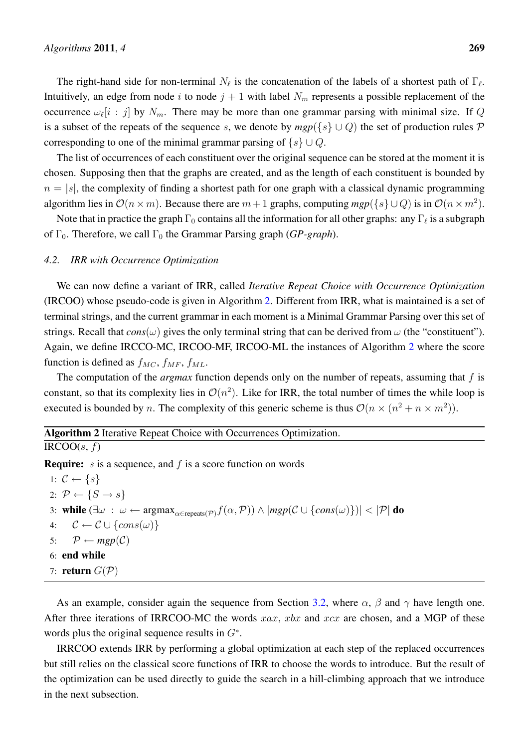The right-hand side for non-terminal $N_\ell$ is the concatenation of the labels of a shortest path of $\Gamma_\ell$. Intuitively, an edge from node $i$ to node $j+1$ with label $N_m$ represents a possible replacement of the occurrence $\omega_\ell[i : j]$ by $N_m$. There may be more than one grammar parsing with minimal size. If $Q$ is a subset of the repeats of the sequence $s$, we denote by *mgp*$(\{s\} \cup Q)$ the set of production rules $\mathcal{P}$ corresponding to one of the minimal grammar parsing of $\{s\} \cup Q$.

The list of occurrences of each constituent over the original sequence can be stored at the moment it is chosen. Supposing then that the graphs are created, and as the length of each constituent is bounded by $n = |s|$, the complexity of finding a shortest path for one graph with a classical dynamic programming algorithm lies in $\mathcal{O}(n \times m)$. Because there are $m+1$ graphs, computing *mgp*$(\{s\} \cup Q)$ is in $\mathcal{O}(n \times m^2)$.

Note that in practice the graph $\Gamma_0$ contains all the information for all other graphs: any $\Gamma_\ell$ is a subgraph of $\Gamma_0$. Therefore, we call $\Gamma_0$ the Grammar Parsing graph (*GP-graph*).

### 4.2. IRR with Occurrence Optimization

We can now define a variant of IRR, called *Iterative Repeat Choice with Occurrence Optimization* (IRCOO) whose pseudo-code is given in Algorithm 2. Different from IRR, what is maintained is a set of terminal strings, and the current grammar in each moment is a Minimal Grammar Parsing over this set of strings. Recall that *cons*$(\omega)$ gives the only terminal string that can be derived from $\omega$ (the "constituent"). Again, we define IRCCO-MC, IRCOO-MF, IRCOO-ML the instances of Algorithm 2 where the score function is defined as $f_{MC}$, $f_{MF}$, $f_{ML}$.

The computation of the *argmax* function depends only on the number of repeats, assuming that $f$ is constant, so that its complexity lies in $\mathcal{O}(n^2)$. Like for IRR, the total number of times the while loop is executed is bounded by $n$. The complexity of this generic scheme is thus $\mathcal{O}(n \times (n^2 + n \times m^2))$.

**Algorithm 2** Iterative Repeat Choice with Occurrences Optimization.

IRCOO($s$, $f$)

**Require:** $s$ is a sequence, and $f$ is a score function on words

1: $\mathcal{C} \leftarrow \{s\}$
2: $\mathcal{P} \leftarrow \{S \rightarrow s\}$
3: **while** $(\exists\omega : \omega \leftarrow \text{argmax}_{\alpha \in \text{repeats}(\mathcal{P})} f(\alpha, \mathcal{P})) \wedge |mgp(\mathcal{C} \cup \{cons(\omega)\})| < |\mathcal{P}|$ **do**
4: $\quad\mathcal{C} \leftarrow \mathcal{C} \cup \{cons(\omega)\}$
5: $\quad\mathcal{P} \leftarrow mgp(\mathcal{C})$
6: **end while**
7: **return** $G(\mathcal{P})$

As an example, consider again the sequence from Section 3.2, where $\alpha$, $\beta$ and $\gamma$ have length one. After three iterations of IRRCOO-MC the words $xax$, $xbx$ and $xcx$ are chosen, and a MGP of these words plus the original sequence results in $G^*$.

IRRCOO extends IRR by performing a global optimization at each step of the replaced occurrences but still relies on the classical score functions of IRR to choose the words to introduce. But the result of the optimization can be used directly to guide the search in a hill-climbing approach that we introduce in the next subsection.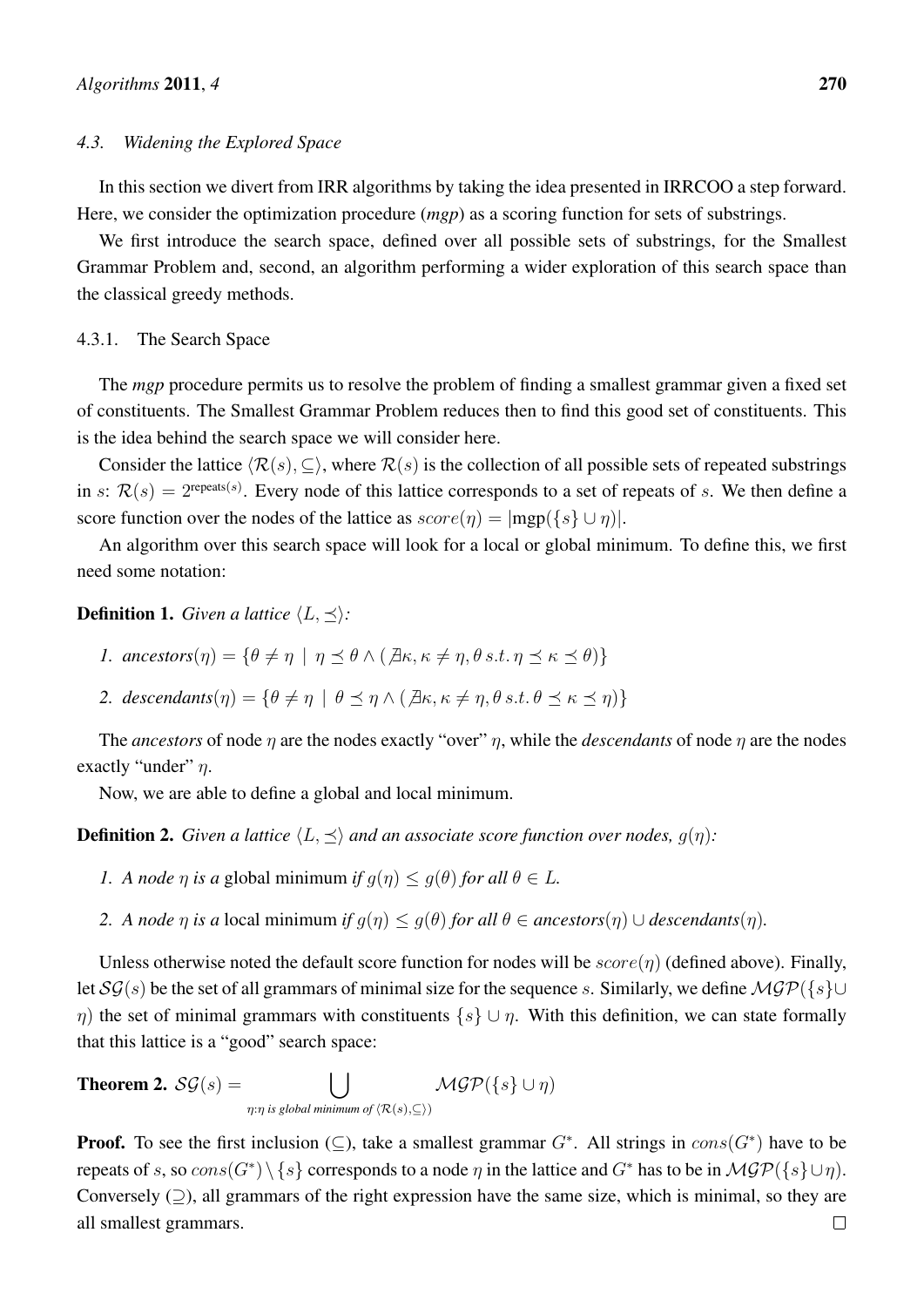### 4.3. Widening the Explored Space

In this section we divert from IRR algorithms by taking the idea presented in IRRCOO a step forward. Here, we consider the optimization procedure (*mgp*) as a scoring function for sets of substrings.

We first introduce the search space, defined over all possible sets of substrings, for the Smallest Grammar Problem and, second, an algorithm performing a wider exploration of this search space than the classical greedy methods.

#### 4.3.1. The Search Space

The *mgp* procedure permits us to resolve the problem of finding a smallest grammar given a fixed set of constituents. The Smallest Grammar Problem reduces then to find this good set of constituents. This is the idea behind the search space we will consider here.

Consider the lattice $\langle \mathcal{R}(s), \subseteq \rangle$, where $\mathcal{R}(s)$ is the collection of all possible sets of repeated substrings in $s$: $\mathcal{R}(s) = 2^{\text{repeats}(s)}$. Every node of this lattice corresponds to a set of repeats of $s$. We then define a score function over the nodes of the lattice as $score(\eta) = |\text{mgp}(\{s\} \cup \eta)|$.

An algorithm over this search space will look for a local or global minimum. To define this, we first need some notation:

**Definition 1.** *Given a lattice $\langle L, \preceq \rangle$:*

1. *ancestors*$(\eta) = \{\theta \neq \eta \mid \eta \preceq \theta \wedge (\nexists \kappa, \kappa \neq \eta, \theta \; s.t. \; \eta \preceq \kappa \preceq \theta)\}$
2. *descendants*$(\eta) = \{\theta \neq \eta \mid \theta \preceq \eta \wedge (\nexists \kappa, \kappa \neq \eta, \theta \; s.t. \; \theta \preceq \kappa \preceq \eta)\}$

The *ancestors* of node $\eta$ are the nodes exactly "over" $\eta$, while the *descendants* of node $\eta$ are the nodes exactly "under" $\eta$.

Now, we are able to define a global and local minimum.

**Definition 2.** *Given a lattice $\langle L, \preceq \rangle$ and an associate score function over nodes, $g(\eta)$:*

1. *A node $\eta$ is a* global minimum *if $g(\eta) \leq g(\theta)$ for all $\theta \in L$.*
2. *A node $\eta$ is a* local minimum *if $g(\eta) \leq g(\theta)$ for all $\theta \in$ ancestors$(\eta) \cup$ descendants$(\eta)$.*

Unless otherwise noted the default score function for nodes will be $score(\eta)$ (defined above). Finally, let $\mathcal{SG}(s)$ be the set of all grammars of minimal size for the sequence $s$. Similarly, we define $\mathcal{MGP}(\{s\} \cup \eta)$ the set of minimal grammars with constituents $\{s\} \cup \eta$. With this definition, we can state formally that this lattice is a "good" search space:

**Theorem 2.** $\mathcal{SG}(s) = \displaystyle\bigcup_{\eta : \eta \text{ is global minimum of } \langle \mathcal{R}(s), \subseteq \rangle} \mathcal{MGP}(\{s\} \cup \eta)$

**Proof.** To see the first inclusion ($\subseteq$), take a smallest grammar $G^*$. All strings in $cons(G^*)$ have to be repeats of $s$, so $cons(G^*) \setminus \{s\}$ corresponds to a node $\eta$ in the lattice and $G^*$ has to be in $\mathcal{MGP}(\{s\} \cup \eta)$. Conversely ($\supseteq$), all grammars of the right expression have the same size, which is minimal, so they are all smallest grammars. □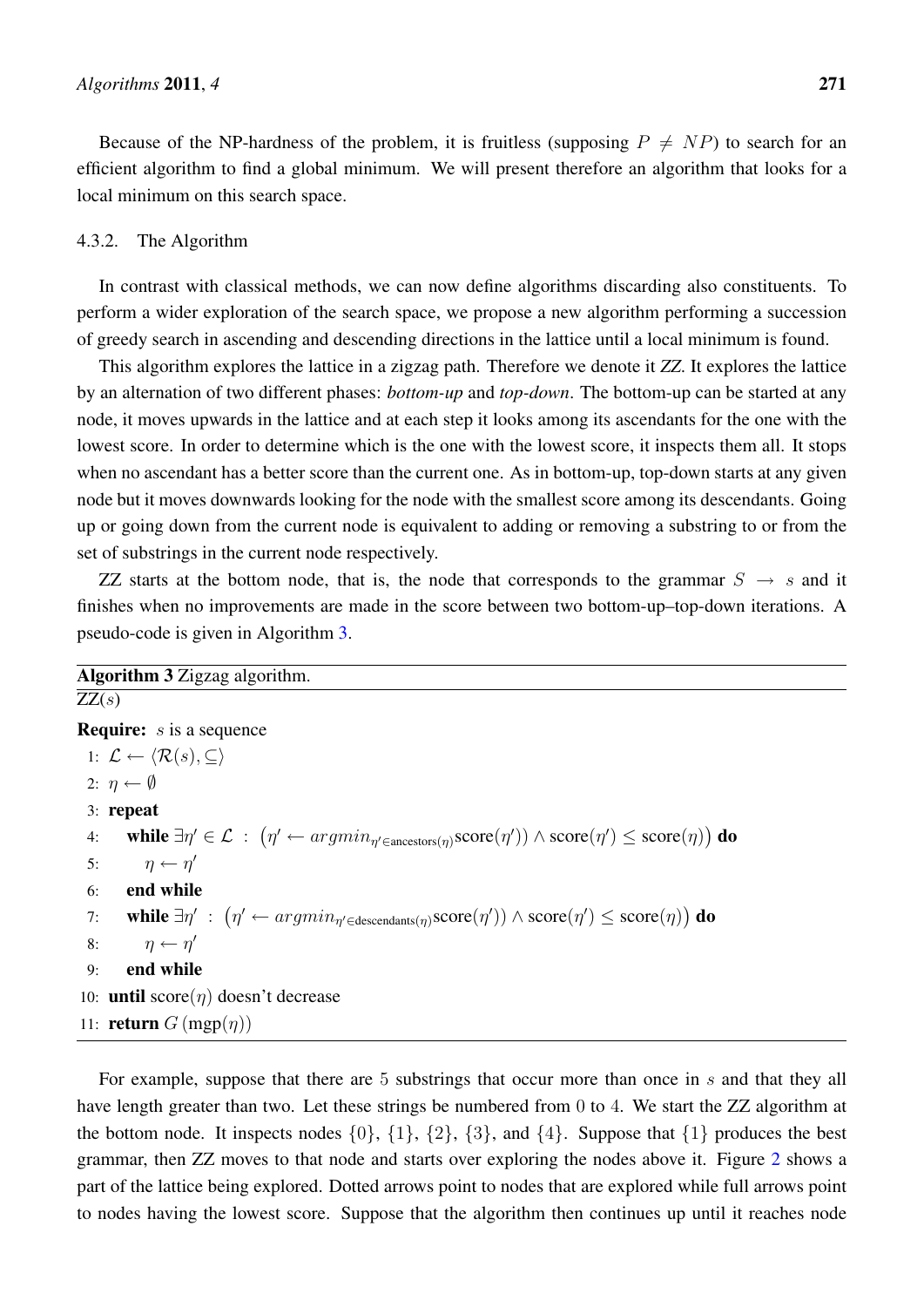Because of the NP-hardness of the problem, it is fruitless (supposing $P \neq NP$) to search for an efficient algorithm to find a global minimum. We will present therefore an algorithm that looks for a local minimum on this search space.

#### 4.3.2. The Algorithm

In contrast with classical methods, we can now define algorithms discarding also constituents. To perform a wider exploration of the search space, we propose a new algorithm performing a succession of greedy search in ascending and descending directions in the lattice until a local minimum is found.

This algorithm explores the lattice in a zigzag path. Therefore we denote it *ZZ*. It explores the lattice by an alternation of two different phases: *bottom-up* and *top-down*. The bottom-up can be started at any node, it moves upwards in the lattice and at each step it looks among its ascendants for the one with the lowest score. In order to determine which is the one with the lowest score, it inspects them all. It stops when no ascendant has a better score than the current one. As in bottom-up, top-down starts at any given node but it moves downwards looking for the node with the smallest score among its descendants. Going up or going down from the current node is equivalent to adding or removing a substring to or from the set of substrings in the current node respectively.

ZZ starts at the bottom node, that is, the node that corresponds to the grammar $S \rightarrow s$ and it finishes when no improvements are made in the score between two bottom-up–top-down iterations. A pseudo-code is given in Algorithm 3.

**Algorithm 3** Zigzag algorithm.

ZZ($s$)

**Require:** $s$ is a sequence

1: $\mathcal{L} \leftarrow \langle \mathcal{R}(s), \subseteq \rangle$
2: $\eta \leftarrow \emptyset$
3: **repeat**
4: &nbsp;&nbsp;&nbsp;&nbsp;**while** $\exists \eta' \in \mathcal{L} \ : \ \left(\eta' \leftarrow argmin_{\eta' \in \text{ancestors}(\eta)} \text{score}(\eta')\right) \wedge \text{score}(\eta') \leq \text{score}(\eta)\right)$ **do**
5: &nbsp;&nbsp;&nbsp;&nbsp;&nbsp;&nbsp;&nbsp;&nbsp;$\eta \leftarrow \eta'$
6: &nbsp;&nbsp;&nbsp;&nbsp;**end while**
7: &nbsp;&nbsp;&nbsp;&nbsp;**while** $\exists \eta' \ : \ \left(\eta' \leftarrow argmin_{\eta' \in \text{descendants}(\eta)} \text{score}(\eta')\right) \wedge \text{score}(\eta') \leq \text{score}(\eta)\right)$ **do**
8: &nbsp;&nbsp;&nbsp;&nbsp;&nbsp;&nbsp;&nbsp;&nbsp;$\eta \leftarrow \eta'$
9: &nbsp;&nbsp;&nbsp;&nbsp;**end while**
10: **until** score($\eta$) doesn't decrease
11: **return** $G\left(\text{mgp}(\eta)\right)$

For example, suppose that there are $5$ substrings that occur more than once in $s$ and that they all have length greater than two. Let these strings be numbered from $0$ to $4$. We start the ZZ algorithm at the bottom node. It inspects nodes $\{0\}$, $\{1\}$, $\{2\}$, $\{3\}$, and $\{4\}$. Suppose that $\{1\}$ produces the best grammar, then ZZ moves to that node and starts over exploring the nodes above it. Figure 2 shows a part of the lattice being explored. Dotted arrows point to nodes that are explored while full arrows point to nodes having the lowest score. Suppose that the algorithm then continues up until it reaches node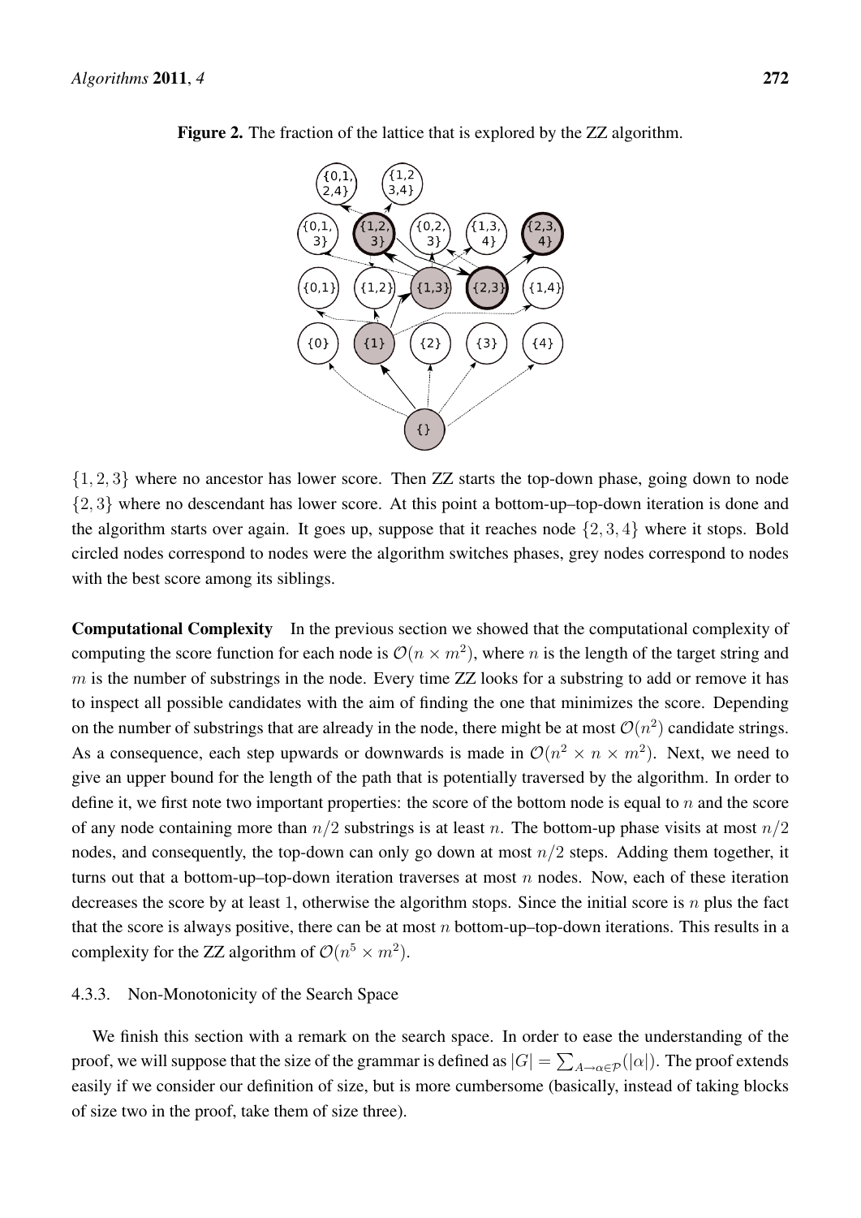**Figure 2.** The fraction of the lattice that is explored by the ZZ algorithm.

$\{1, 2, 3\}$ where no ancestor has lower score. Then ZZ starts the top-down phase, going down to node $\{2, 3\}$ where no descendant has lower score. At this point a bottom-up–top-down iteration is done and the algorithm starts over again. It goes up, suppose that it reaches node $\{2, 3, 4\}$ where it stops. Bold circled nodes correspond to nodes were the algorithm switches phases, grey nodes correspond to nodes with the best score among its siblings.

**Computational Complexity** In the previous section we showed that the computational complexity of computing the score function for each node is $\mathcal{O}(n \times m^2)$, where $n$ is the length of the target string and $m$ is the number of substrings in the node. Every time ZZ looks for a substring to add or remove it has to inspect all possible candidates with the aim of finding the one that minimizes the score. Depending on the number of substrings that are already in the node, there might be at most $\mathcal{O}(n^2)$ candidate strings. As a consequence, each step upwards or downwards is made in $\mathcal{O}(n^2 \times n \times m^2)$. Next, we need to give an upper bound for the length of the path that is potentially traversed by the algorithm. In order to define it, we first note two important properties: the score of the bottom node is equal to $n$ and the score of any node containing more than $n/2$ substrings is at least $n$. The bottom-up phase visits at most $n/2$ nodes, and consequently, the top-down can only go down at most $n/2$ steps. Adding them together, it turns out that a bottom-up–top-down iteration traverses at most $n$ nodes. Now, each of these iteration decreases the score by at least 1, otherwise the algorithm stops. Since the initial score is $n$ plus the fact that the score is always positive, there can be at most $n$ bottom-up–top-down iterations. This results in a complexity for the ZZ algorithm of $\mathcal{O}(n^5 \times m^2)$.

### 4.3.3. Non-Monotonicity of the Search Space

We finish this section with a remark on the search space. In order to ease the understanding of the proof, we will suppose that the size of the grammar is defined as $|G| = \sum_{A \to \alpha \in \mathcal{P}}(|\alpha|)$. The proof extends easily if we consider our definition of size, but is more cumbersome (basically, instead of taking blocks of size two in the proof, take them of size three).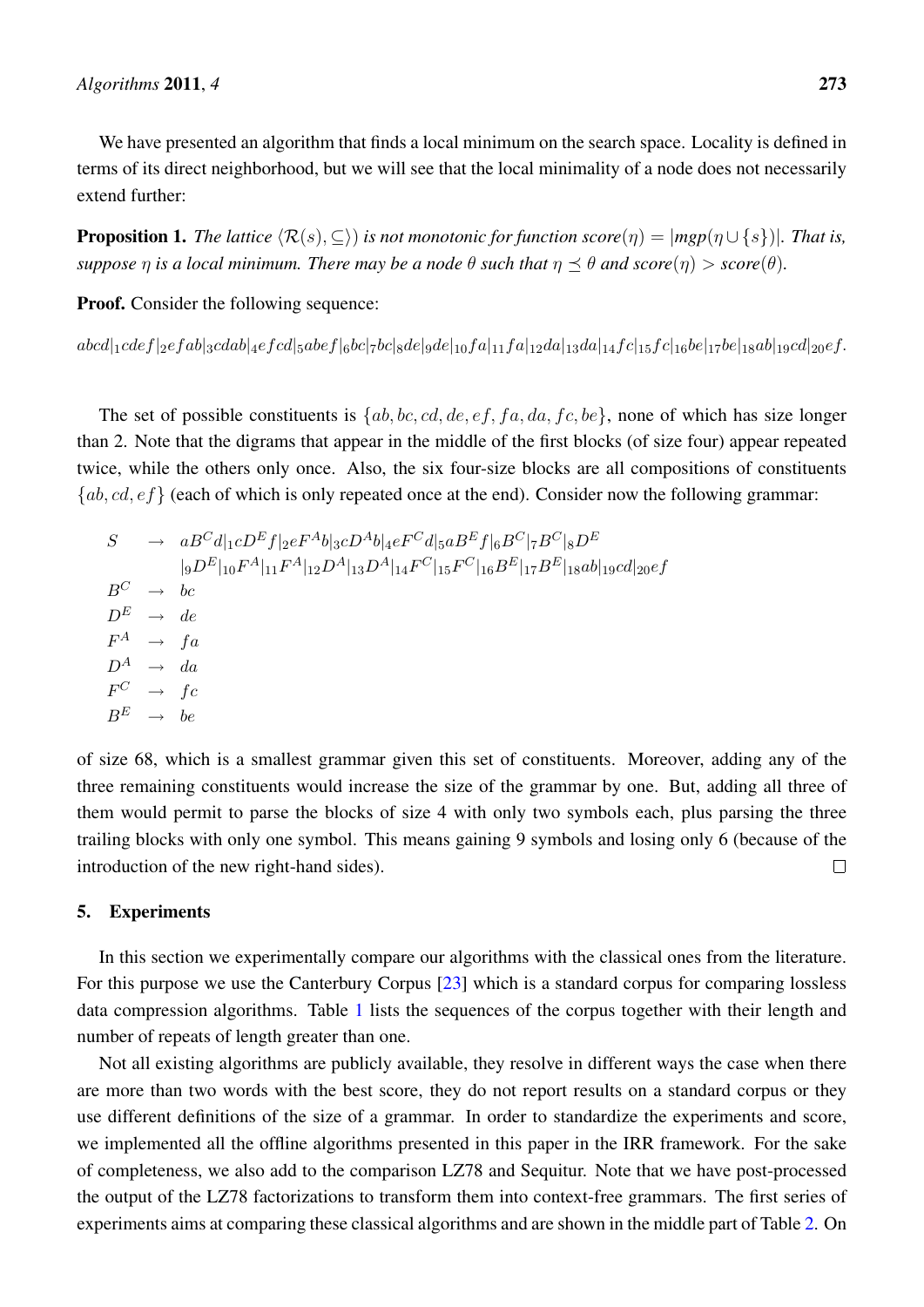We have presented an algorithm that finds a local minimum on the search space. Locality is defined in terms of its direct neighborhood, but we will see that the local minimality of a node does not necessarily extend further:

**Proposition 1.** *The lattice $\langle \mathcal{R}(s), \subseteq \rangle$ is not monotonic for function score$(\eta) = |mgp(\eta \cup \{s\})|$. That is, suppose $\eta$ is a local minimum. There may be a node $\theta$ such that $\eta \preceq \theta$ and score$(\eta) >$ score$(\theta)$.*

**Proof.** Consider the following sequence:

$$abcd|_1cdef|_2efab|_3cdab|_4efcd|_5abef|_6bc|_7bc|_8de|_9de|_{10}fa|_{11}fa|_{12}da|_{13}da|_{14}fc|_{15}fc|_{16}be|_{17}be|_{18}ab|_{19}cd|_{20}ef.$$

The set of possible constituents is $\{ab, bc, cd, de, ef, fa, da, fc, be\}$, none of which has size longer than 2. Note that the digrams that appear in the middle of the first blocks (of size four) appear repeated twice, while the others only once. Also, the six four-size blocks are all compositions of constituents $\{ab, cd, ef\}$ (each of which is only repeated once at the end). Consider now the following grammar:

$$
\begin{array}{lcl}
S & \rightarrow & aB^Cd|_1cD^Ef|_2eF^Ab|_3cD^Ab|_4eF^Cd|_5aB^Ef|_6B^C|_7B^C|_8D^E \\
 & & |_9D^E|_{10}F^A|_{11}F^A|_{12}D^A|_{13}D^A|_{14}F^C|_{15}F^C|_{16}B^E|_{17}B^E|_{18}ab|_{19}cd|_{20}ef \\
B^C & \rightarrow & bc \\
D^E & \rightarrow & de \\
F^A & \rightarrow & fa \\
D^A & \rightarrow & da \\
F^C & \rightarrow & fc \\
B^E & \rightarrow & be
\end{array}
$$

of size 68, which is a smallest grammar given this set of constituents. Moreover, adding any of the three remaining constituents would increase the size of the grammar by one. But, adding all three of them would permit to parse the blocks of size 4 with only two symbols each, plus parsing the three trailing blocks with only one symbol. This means gaining 9 symbols and losing only 6 (because of the introduction of the new right-hand sides). □

## 5. Experiments

In this section we experimentally compare our algorithms with the classical ones from the literature. For this purpose we use the Canterbury Corpus [23] which is a standard corpus for comparing lossless data compression algorithms. Table 1 lists the sequences of the corpus together with their length and number of repeats of length greater than one.

Not all existing algorithms are publicly available, they resolve in different ways the case when there are more than two words with the best score, they do not report results on a standard corpus or they use different definitions of the size of a grammar. In order to standardize the experiments and score, we implemented all the offline algorithms presented in this paper in the IRR framework. For the sake of completeness, we also add to the comparison LZ78 and Sequitur. Note that we have post-processed the output of the LZ78 factorizations to transform them into context-free grammars. The first series of experiments aims at comparing these classical algorithms and are shown in the middle part of Table 2. On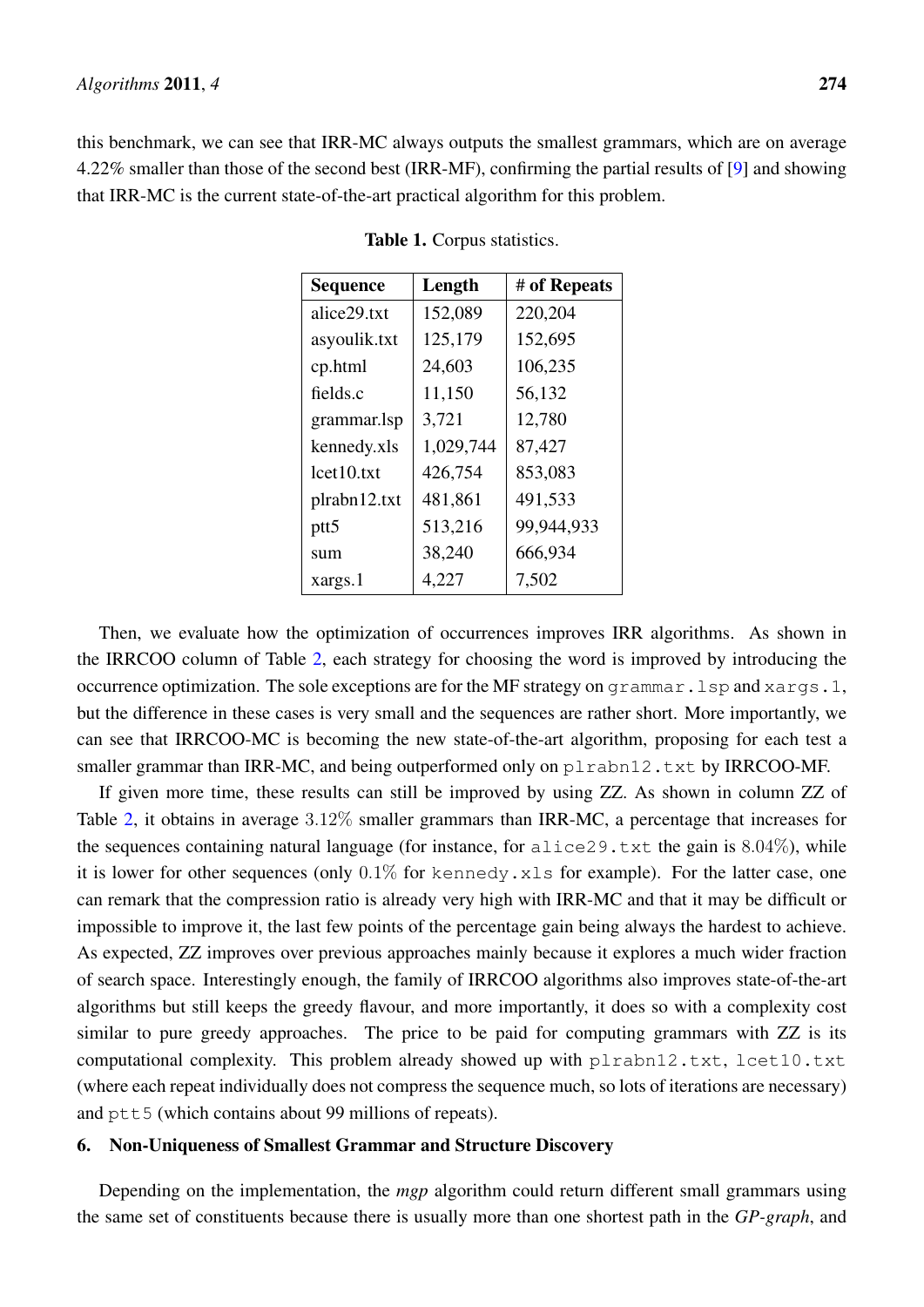this benchmark, we can see that IRR-MC always outputs the smallest grammars, which are on average 4.22% smaller than those of the second best (IRR-MF), confirming the partial results of [9] and showing that IRR-MC is the current state-of-the-art practical algorithm for this problem.

**Table 1.** Corpus statistics.

| Sequence | Length | # of Repeats |
|---|---|---|
| alice29.txt | 152,089 | 220,204 |
| asyoulik.txt | 125,179 | 152,695 |
| cp.html | 24,603 | 106,235 |
| fields.c | 11,150 | 56,132 |
| grammar.lsp | 3,721 | 12,780 |
| kennedy.xls | 1,029,744 | 87,427 |
| lcet10.txt | 426,754 | 853,083 |
| plrabn12.txt | 481,861 | 491,533 |
| ptt5 | 513,216 | 99,944,933 |
| sum | 38,240 | 666,934 |
| xargs.1 | 4,227 | 7,502 |

Then, we evaluate how the optimization of occurrences improves IRR algorithms. As shown in the IRRCOO column of Table 2, each strategy for choosing the word is improved by introducing the occurrence optimization. The sole exceptions are for the MF strategy on `grammar.lsp` and `xargs.1`, but the difference in these cases is very small and the sequences are rather short. More importantly, we can see that IRRCOO-MC is becoming the new state-of-the-art algorithm, proposing for each test a smaller grammar than IRR-MC, and being outperformed only on `plrabn12.txt` by IRRCOO-MF.

If given more time, these results can still be improved by using ZZ. As shown in column ZZ of Table 2, it obtains in average $3.12\%$ smaller grammars than IRR-MC, a percentage that increases for the sequences containing natural language (for instance, for `alice29.txt` the gain is $8.04\%$), while it is lower for other sequences (only $0.1\%$ for `kennedy.xls` for example). For the latter case, one can remark that the compression ratio is already very high with IRR-MC and that it may be difficult or impossible to improve it, the last few points of the percentage gain being always the hardest to achieve. As expected, ZZ improves over previous approaches mainly because it explores a much wider fraction of search space. Interestingly enough, the family of IRRCOO algorithms also improves state-of-the-art algorithms but still keeps the greedy flavour, and more importantly, it does so with a complexity cost similar to pure greedy approaches. The price to be paid for computing grammars with ZZ is its computational complexity. This problem already showed up with `plrabn12.txt`, `lcet10.txt` (where each repeat individually does not compress the sequence much, so lots of iterations are necessary) and `ptt5` (which contains about 99 millions of repeats).

## 6. Non-Uniqueness of Smallest Grammar and Structure Discovery

Depending on the implementation, the *mgp* algorithm could return different small grammars using the same set of constituents because there is usually more than one shortest path in the *GP-graph*, and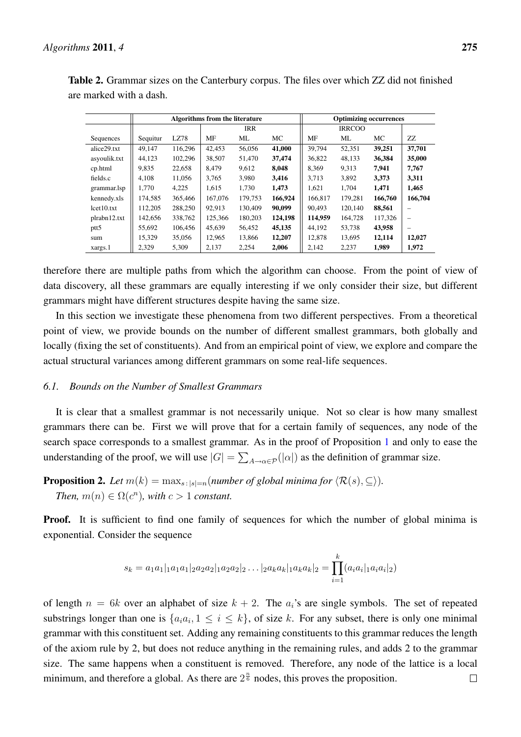**Table 2.** Grammar sizes on the Canterbury corpus. The files over which ZZ did not finished are marked with a dash.

| | Algorithms from the literature | | | | | Optimizing occurrences | | | |
|---|---|---|---|---|---|---|---|---|---|
| | | | IRR | | | IRRCOO | | | |
| Sequences | Sequitur | LZ78 | MF | ML | MC | MF | ML | MC | ZZ |
| alice29.txt | 49,147 | 116,296 | 42,453 | 56,056 | **41,000** | 39,794 | 52,351 | **39,251** | **37,701** |
| asyoulik.txt | 44,123 | 102,296 | 38,507 | 51,470 | **37,474** | 36,822 | 48,133 | **36,384** | **35,000** |
| cp.html | 9,835 | 22,658 | 8,479 | 9,612 | **8,048** | 8,369 | 9,313 | **7,941** | **7,767** |
| fields.c | 4,108 | 11,056 | 3,765 | 3,980 | **3,416** | 3,713 | 3,892 | **3,373** | **3,311** |
| grammar.lsp | 1,770 | 4,225 | 1,615 | 1,730 | **1,473** | 1,621 | 1,704 | **1,471** | **1,465** |
| kennedy.xls | 174,585 | 365,466 | 167,076 | 179,753 | **166,924** | 166,817 | 179,281 | **166,760** | **166,704** |
| lcet10.txt | 112,205 | 288,250 | 92,913 | 130,409 | **90,099** | 90,493 | 120,140 | **88,561** | – |
| plrabn12.txt | 142,656 | 338,762 | 125,366 | 180,203 | **124,198** | **114,959** | 164,728 | 117,326 | – |
| ptt5 | 55,692 | 106,456 | 45,639 | 56,452 | **45,135** | 44,192 | 53,738 | **43,958** | – |
| sum | 15,329 | 35,056 | 12,965 | 13,866 | **12,207** | 12,878 | 13,695 | **12,114** | **12,027** |
| xargs.1 | 2,329 | 5,309 | 2,137 | 2,254 | **2,006** | 2,142 | 2,237 | **1,989** | **1,972** |

therefore there are multiple paths from which the algorithm can choose. From the point of view of data discovery, all these grammars are equally interesting if we only consider their size, but different grammars might have different structures despite having the same size.

In this section we investigate these phenomena from two different perspectives. From a theoretical point of view, we provide bounds on the number of different smallest grammars, both globally and locally (fixing the set of constituents). And from an empirical point of view, we explore and compare the actual structural variances among different grammars on some real-life sequences.

### *6.1. Bounds on the Number of Smallest Grammars*

It is clear that a smallest grammar is not necessarily unique. Not so clear is how many smallest grammars there can be. First we will prove that for a certain family of sequences, any node of the search space corresponds to a smallest grammar. As in the proof of Proposition 1 and only to ease the understanding of the proof, we will use $|G| = \sum_{A \to \alpha \in \mathcal{P}}(|\alpha|)$ as the definition of grammar size.

**Proposition 2.** *Let* $m(k) = \max_{s\,:\,|s|=n}$*(number of global minima for* $\langle \mathcal{R}(s), \subseteq \rangle$*).*
*Then,* $m(n) \in \Omega(c^n)$*, with* $c > 1$ *constant.*

**Proof.** It is sufficient to find one family of sequences for which the number of global minima is exponential. Consider the sequence

$$s_k = a_1a_1|_1a_1a_1|_2a_2a_2|_1a_2a_2|_2 \ldots |_2a_ka_k|_1a_ka_k|_2 = \prod_{i=1}^{k}(a_ia_i|_1a_ia_i|_2)$$

of length $n = 6k$ over an alphabet of size $k + 2$. The $a_i$'s are single symbols. The set of repeated substrings longer than one is $\{a_ia_i, 1 \leq i \leq k\}$, of size $k$. For any subset, there is only one minimal grammar with this constituent set. Adding any remaining constituents to this grammar reduces the length of the axiom rule by 2, but does not reduce anything in the remaining rules, and adds 2 to the grammar size. The same happens when a constituent is removed. Therefore, any node of the lattice is a local minimum, and therefore a global. As there are $2^{\frac{n}{6}}$ nodes, this proves the proposition. □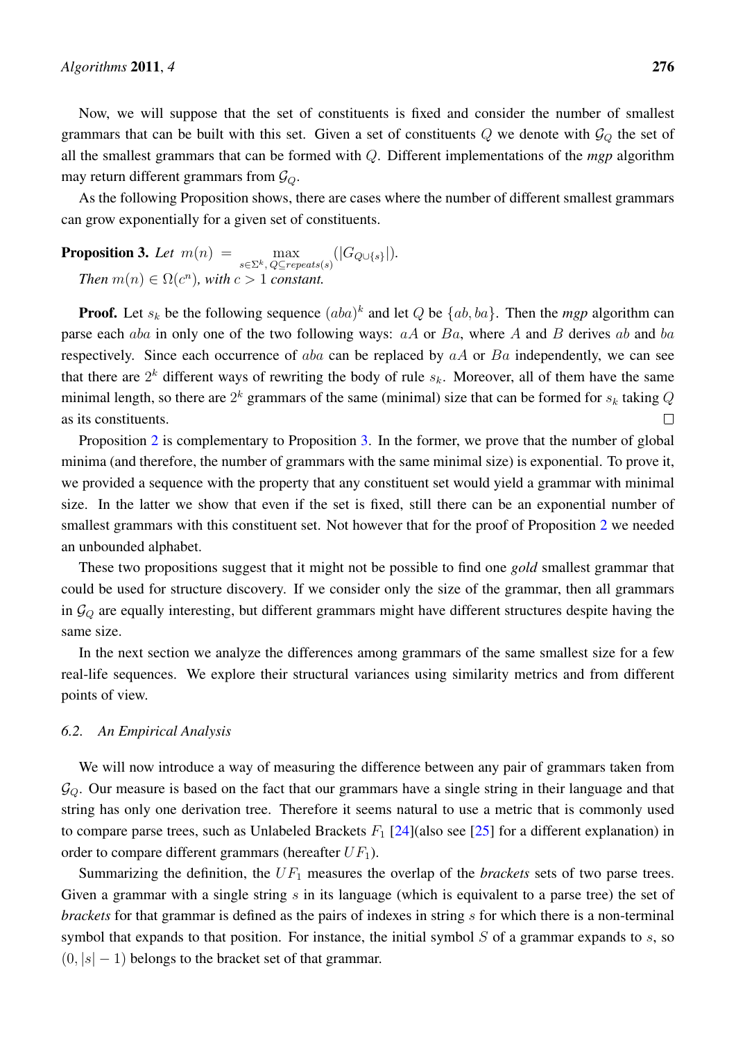Now, we will suppose that the set of constituents is fixed and consider the number of smallest grammars that can be built with this set. Given a set of constituents $Q$ we denote with $\mathcal{G}_Q$ the set of all the smallest grammars that can be formed with $Q$. Different implementations of the *mgp* algorithm may return different grammars from $\mathcal{G}_Q$.

As the following Proposition shows, there are cases where the number of different smallest grammars can grow exponentially for a given set of constituents.

**Proposition 3.** *Let* $m(n) = \max_{s \in \Sigma^k,\, Q \subseteq repeats(s)} (|G_{Q \cup \{s\}}|)$.
*Then* $m(n) \in \Omega(c^n)$*, with* $c > 1$ *constant.*

**Proof.** Let $s_k$ be the following sequence $(aba)^k$ and let $Q$ be $\{ab, ba\}$. Then the *mgp* algorithm can parse each $aba$ in only one of the two following ways: $aA$ or $Ba$, where $A$ and $B$ derives $ab$ and $ba$ respectively. Since each occurrence of $aba$ can be replaced by $aA$ or $Ba$ independently, we can see that there are $2^k$ different ways of rewriting the body of rule $s_k$. Moreover, all of them have the same minimal length, so there are $2^k$ grammars of the same (minimal) size that can be formed for $s_k$ taking $Q$ as its constituents. □

Proposition 2 is complementary to Proposition 3. In the former, we prove that the number of global minima (and therefore, the number of grammars with the same minimal size) is exponential. To prove it, we provided a sequence with the property that any constituent set would yield a grammar with minimal size. In the latter we show that even if the set is fixed, still there can be an exponential number of smallest grammars with this constituent set. Not however that for the proof of Proposition 2 we needed an unbounded alphabet.

These two propositions suggest that it might not be possible to find one *gold* smallest grammar that could be used for structure discovery. If we consider only the size of the grammar, then all grammars in $\mathcal{G}_Q$ are equally interesting, but different grammars might have different structures despite having the same size.

In the next section we analyze the differences among grammars of the same smallest size for a few real-life sequences. We explore their structural variances using similarity metrics and from different points of view.

### *6.2. An Empirical Analysis*

We will now introduce a way of measuring the difference between any pair of grammars taken from $\mathcal{G}_Q$. Our measure is based on the fact that our grammars have a single string in their language and that string has only one derivation tree. Therefore it seems natural to use a metric that is commonly used to compare parse trees, such as Unlabeled Brackets $F_1$ [24](also see [25] for a different explanation) in order to compare different grammars (hereafter $UF_1$).

Summarizing the definition, the $UF_1$ measures the overlap of the *brackets* sets of two parse trees. Given a grammar with a single string $s$ in its language (which is equivalent to a parse tree) the set of *brackets* for that grammar is defined as the pairs of indexes in string $s$ for which there is a non-terminal symbol that expands to that position. For instance, the initial symbol $S$ of a grammar expands to $s$, so $(0, |s| - 1)$ belongs to the bracket set of that grammar.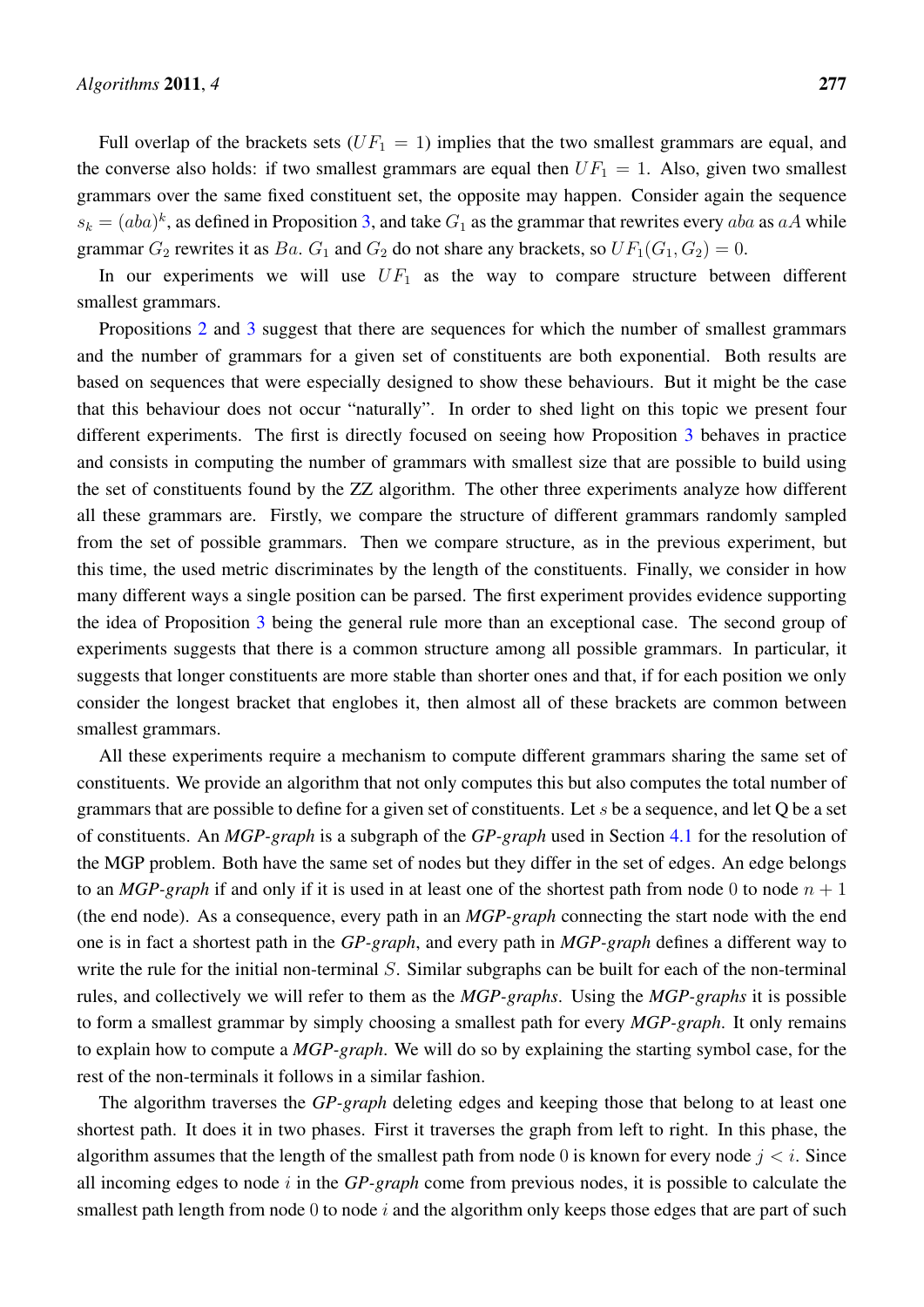Full overlap of the brackets sets ($UF_1 = 1$) implies that the two smallest grammars are equal, and the converse also holds: if two smallest grammars are equal then $UF_1 = 1$. Also, given two smallest grammars over the same fixed constituent set, the opposite may happen. Consider again the sequence $s_k = (aba)^k$, as defined in Proposition 3, and take $G_1$ as the grammar that rewrites every $aba$ as $aA$ while grammar $G_2$ rewrites it as $Ba$. $G_1$ and $G_2$ do not share any brackets, so $UF_1(G_1, G_2) = 0$.

In our experiments we will use $UF_1$ as the way to compare structure between different smallest grammars.

Propositions 2 and 3 suggest that there are sequences for which the number of smallest grammars and the number of grammars for a given set of constituents are both exponential. Both results are based on sequences that were especially designed to show these behaviours. But it might be the case that this behaviour does not occur "naturally". In order to shed light on this topic we present four different experiments. The first is directly focused on seeing how Proposition 3 behaves in practice and consists in computing the number of grammars with smallest size that are possible to build using the set of constituents found by the ZZ algorithm. The other three experiments analyze how different all these grammars are. Firstly, we compare the structure of different grammars randomly sampled from the set of possible grammars. Then we compare structure, as in the previous experiment, but this time, the used metric discriminates by the length of the constituents. Finally, we consider in how many different ways a single position can be parsed. The first experiment provides evidence supporting the idea of Proposition 3 being the general rule more than an exceptional case. The second group of experiments suggests that there is a common structure among all possible grammars. In particular, it suggests that longer constituents are more stable than shorter ones and that, if for each position we only consider the longest bracket that englobes it, then almost all of these brackets are common between smallest grammars.

All these experiments require a mechanism to compute different grammars sharing the same set of constituents. We provide an algorithm that not only computes this but also computes the total number of grammars that are possible to define for a given set of constituents. Let $s$ be a sequence, and let Q be a set of constituents. An *MGP-graph* is a subgraph of the *GP-graph* used in Section 4.1 for the resolution of the MGP problem. Both have the same set of nodes but they differ in the set of edges. An edge belongs to an *MGP-graph* if and only if it is used in at least one of the shortest path from node 0 to node $n + 1$ (the end node). As a consequence, every path in an *MGP-graph* connecting the start node with the end one is in fact a shortest path in the *GP-graph*, and every path in *MGP-graph* defines a different way to write the rule for the initial non-terminal $S$. Similar subgraphs can be built for each of the non-terminal rules, and collectively we will refer to them as the *MGP-graphs*. Using the *MGP-graphs* it is possible to form a smallest grammar by simply choosing a smallest path for every *MGP-graph*. It only remains to explain how to compute a *MGP-graph*. We will do so by explaining the starting symbol case, for the rest of the non-terminals it follows in a similar fashion.

The algorithm traverses the *GP-graph* deleting edges and keeping those that belong to at least one shortest path. It does it in two phases. First it traverses the graph from left to right. In this phase, the algorithm assumes that the length of the smallest path from node 0 is known for every node $j < i$. Since all incoming edges to node $i$ in the *GP-graph* come from previous nodes, it is possible to calculate the smallest path length from node 0 to node $i$ and the algorithm only keeps those edges that are part of such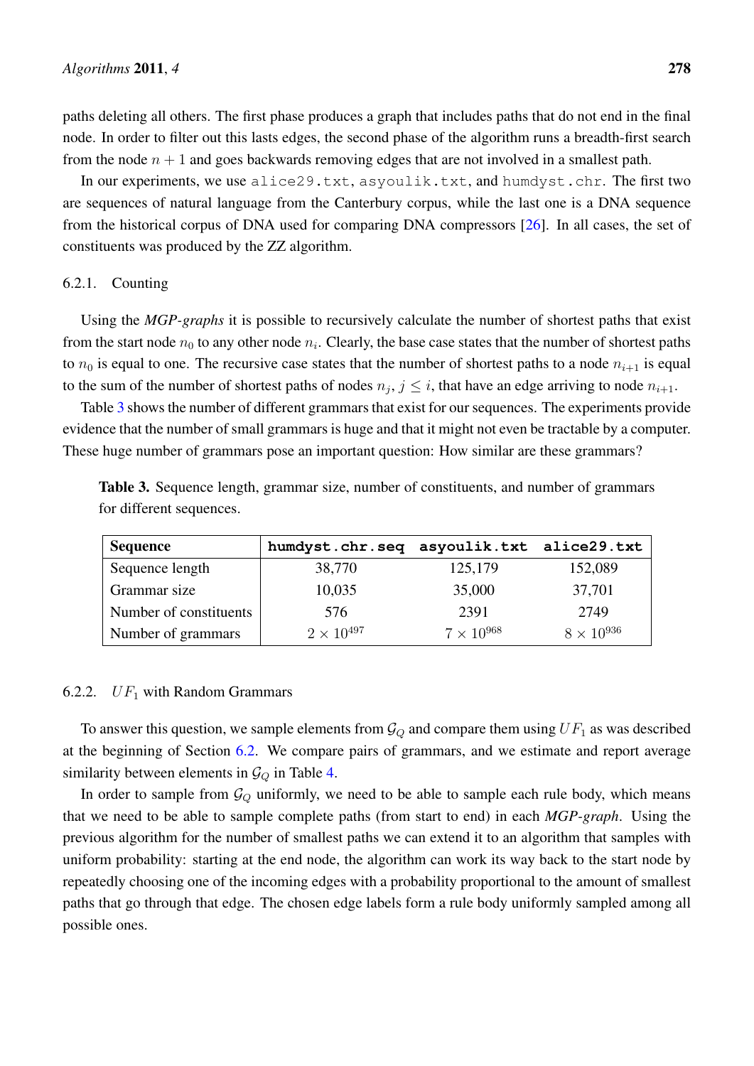paths deleting all others. The first phase produces a graph that includes paths that do not end in the final node. In order to filter out this lasts edges, the second phase of the algorithm runs a breadth-first search from the node $n+1$ and goes backwards removing edges that are not involved in a smallest path.

In our experiments, we use `alice29.txt`, `asyoulik.txt`, and `humdyst.chr`. The first two are sequences of natural language from the Canterbury corpus, while the last one is a DNA sequence from the historical corpus of DNA used for comparing DNA compressors [26]. In all cases, the set of constituents was produced by the ZZ algorithm.

### 6.2.1. Counting

Using the *MGP-graphs* it is possible to recursively calculate the number of shortest paths that exist from the start node $n_0$ to any other node $n_i$. Clearly, the base case states that the number of shortest paths to $n_0$ is equal to one. The recursive case states that the number of shortest paths to a node $n_{i+1}$ is equal to the sum of the number of shortest paths of nodes $n_j$, $j \leq i$, that have an edge arriving to node $n_{i+1}$.

Table 3 shows the number of different grammars that exist for our sequences. The experiments provide evidence that the number of small grammars is huge and that it might not even be tractable by a computer. These huge number of grammars pose an important question: How similar are these grammars?

**Table 3.** Sequence length, grammar size, number of constituents, and number of grammars for different sequences.

| **Sequence** | **`humdyst.chr.seq`** | **`asyoulik.txt`** | **`alice29.txt`** |
|---|---|---|---|
| Sequence length | 38,770 | 125,179 | 152,089 |
| Grammar size | 10,035 | 35,000 | 37,701 |
| Number of constituents | 576 | 2391 | 2749 |
| Number of grammars | $2 \times 10^{497}$ | $7 \times 10^{968}$ | $8 \times 10^{936}$ |

### 6.2.2. $UF_1$ with Random Grammars

To answer this question, we sample elements from $\mathcal{G}_Q$ and compare them using $UF_1$ as was described at the beginning of Section 6.2. We compare pairs of grammars, and we estimate and report average similarity between elements in $\mathcal{G}_Q$ in Table 4.

In order to sample from $\mathcal{G}_Q$ uniformly, we need to be able to sample each rule body, which means that we need to be able to sample complete paths (from start to end) in each *MGP-graph*. Using the previous algorithm for the number of smallest paths we can extend it to an algorithm that samples with uniform probability: starting at the end node, the algorithm can work its way back to the start node by repeatedly choosing one of the incoming edges with a probability proportional to the amount of smallest paths that go through that edge. The chosen edge labels form a rule body uniformly sampled among all possible ones.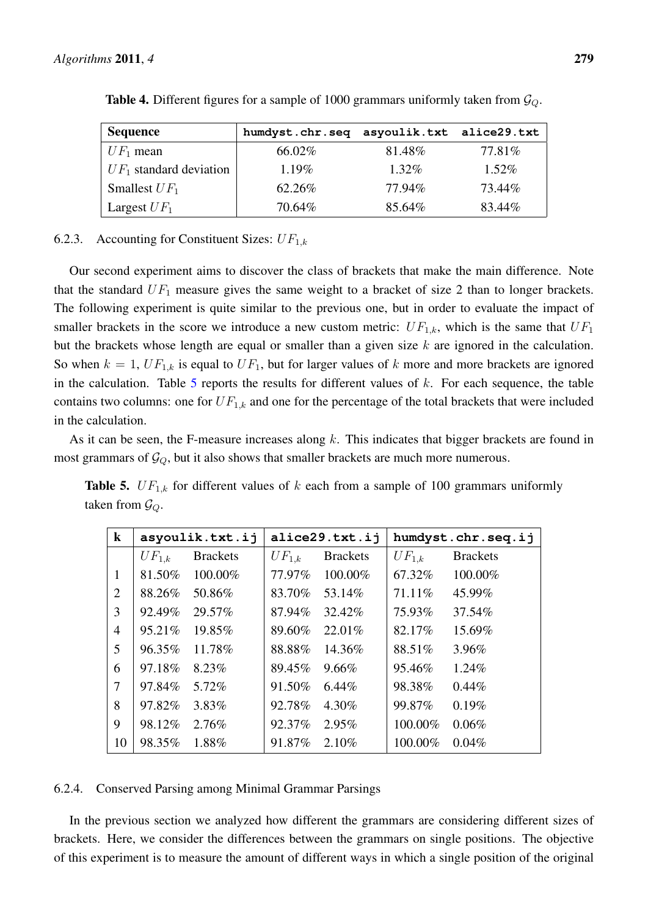**Table 4.** Different figures for a sample of 1000 grammars uniformly taken from $\mathcal{G}_Q$.

| Sequence | humdyst.chr.seq | asyoulik.txt | alice29.txt |
|---|---|---|---|
| $UF_1$ mean | 66.02% | 81.48% | 77.81% |
| $UF_1$ standard deviation | 1.19% | 1.32% | 1.52% |
| Smallest $UF_1$ | 62.26% | 77.94% | 73.44% |
| Largest $UF_1$ | 70.64% | 85.64% | 83.44% |

#### 6.2.3. Accounting for Constituent Sizes: $UF_{1,k}$

Our second experiment aims to discover the class of brackets that make the main difference. Note that the standard $UF_1$ measure gives the same weight to a bracket of size 2 than to longer brackets. The following experiment is quite similar to the previous one, but in order to evaluate the impact of smaller brackets in the score we introduce a new custom metric: $UF_{1,k}$, which is the same that $UF_1$ but the brackets whose length are equal or smaller than a given size $k$ are ignored in the calculation. So when $k = 1$, $UF_{1,k}$ is equal to $UF_1$, but for larger values of $k$ more and more brackets are ignored in the calculation. Table 5 reports the results for different values of $k$. For each sequence, the table contains two columns: one for $UF_{1,k}$ and one for the percentage of the total brackets that were included in the calculation.

As it can be seen, the F-measure increases along $k$. This indicates that bigger brackets are found in most grammars of $\mathcal{G}_Q$, but it also shows that smaller brackets are much more numerous.

**Table 5.** $UF_{1,k}$ for different values of $k$ each from a sample of 100 grammars uniformly taken from $\mathcal{G}_Q$.

| k | asyoulik.txt.ij | | alice29.txt.ij | | humdyst.chr.seq.ij | |
|---|---|---|---|---|---|---|
| | $UF_{1,k}$ | Brackets | $UF_{1,k}$ | Brackets | $UF_{1,k}$ | Brackets |
| 1 | 81.50% | 100.00% | 77.97% | 100.00% | 67.32% | 100.00% |
| 2 | 88.26% | 50.86% | 83.70% | 53.14% | 71.11% | 45.99% |
| 3 | 92.49% | 29.57% | 87.94% | 32.42% | 75.93% | 37.54% |
| 4 | 95.21% | 19.85% | 89.60% | 22.01% | 82.17% | 15.69% |
| 5 | 96.35% | 11.78% | 88.88% | 14.36% | 88.51% | 3.96% |
| 6 | 97.18% | 8.23% | 89.45% | 9.66% | 95.46% | 1.24% |
| 7 | 97.84% | 5.72% | 91.50% | 6.44% | 98.38% | 0.44% |
| 8 | 97.82% | 3.83% | 92.78% | 4.30% | 99.87% | 0.19% |
| 9 | 98.12% | 2.76% | 92.37% | 2.95% | 100.00% | 0.06% |
| 10 | 98.35% | 1.88% | 91.87% | 2.10% | 100.00% | 0.04% |

#### 6.2.4. Conserved Parsing among Minimal Grammar Parsings

In the previous section we analyzed how different the grammars are considering different sizes of brackets. Here, we consider the differences between the grammars on single positions. The objective of this experiment is to measure the amount of different ways in which a single position of the original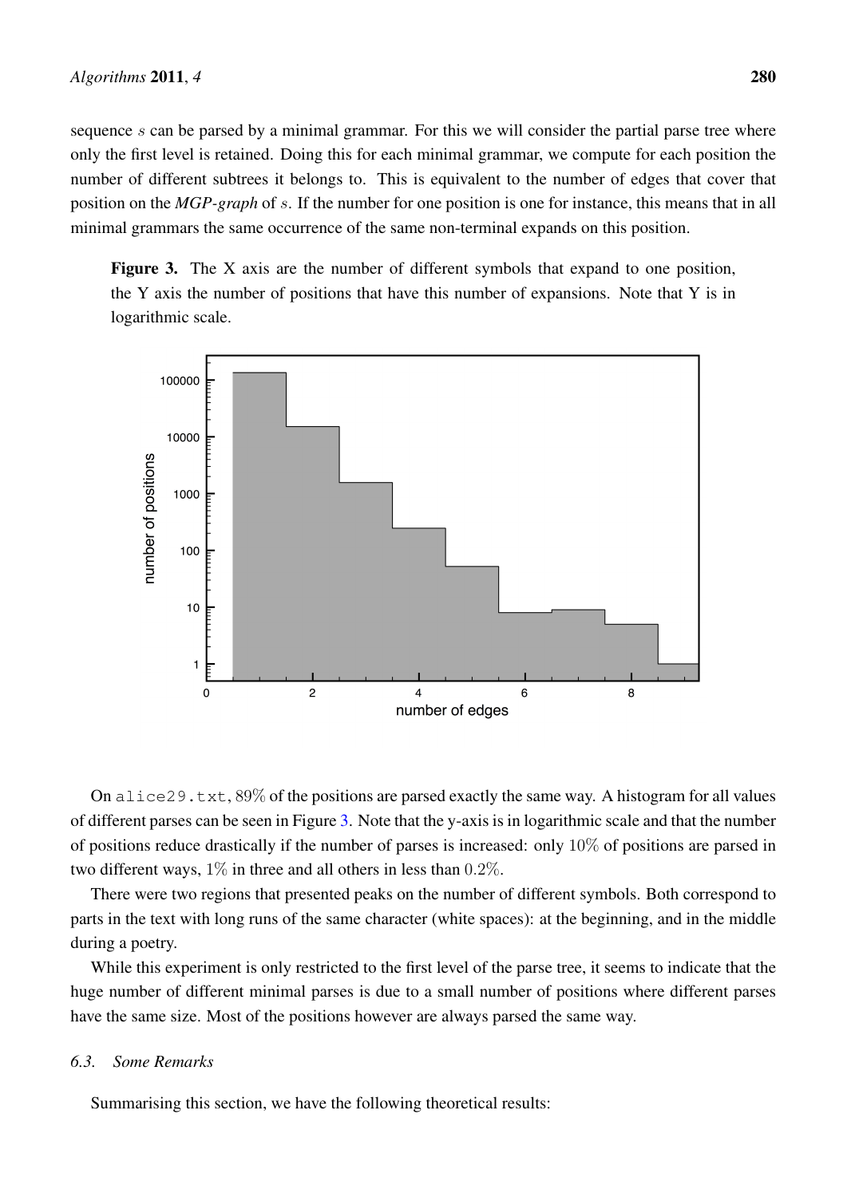sequence $s$ can be parsed by a minimal grammar. For this we will consider the partial parse tree where only the first level is retained. Doing this for each minimal grammar, we compute for each position the number of different subtrees it belongs to. This is equivalent to the number of edges that cover that position on the *MGP-graph* of $s$. If the number for one position is one for instance, this means that in all minimal grammars the same occurrence of the same non-terminal expands on this position.

**Figure 3.** The X axis are the number of different symbols that expand to one position, the Y axis the number of positions that have this number of expansions. Note that Y is in logarithmic scale.

On `alice29.txt`, $89\%$ of the positions are parsed exactly the same way. A histogram for all values of different parses can be seen in Figure 3. Note that the y-axis is in logarithmic scale and that the number of positions reduce drastically if the number of parses is increased: only $10\%$ of positions are parsed in two different ways, $1\%$ in three and all others in less than $0.2\%$.

There were two regions that presented peaks on the number of different symbols. Both correspond to parts in the text with long runs of the same character (white spaces): at the beginning, and in the middle during a poetry.

While this experiment is only restricted to the first level of the parse tree, it seems to indicate that the huge number of different minimal parses is due to a small number of positions where different parses have the same size. Most of the positions however are always parsed the same way.

### 6.3. Some Remarks

Summarising this section, we have the following theoretical results: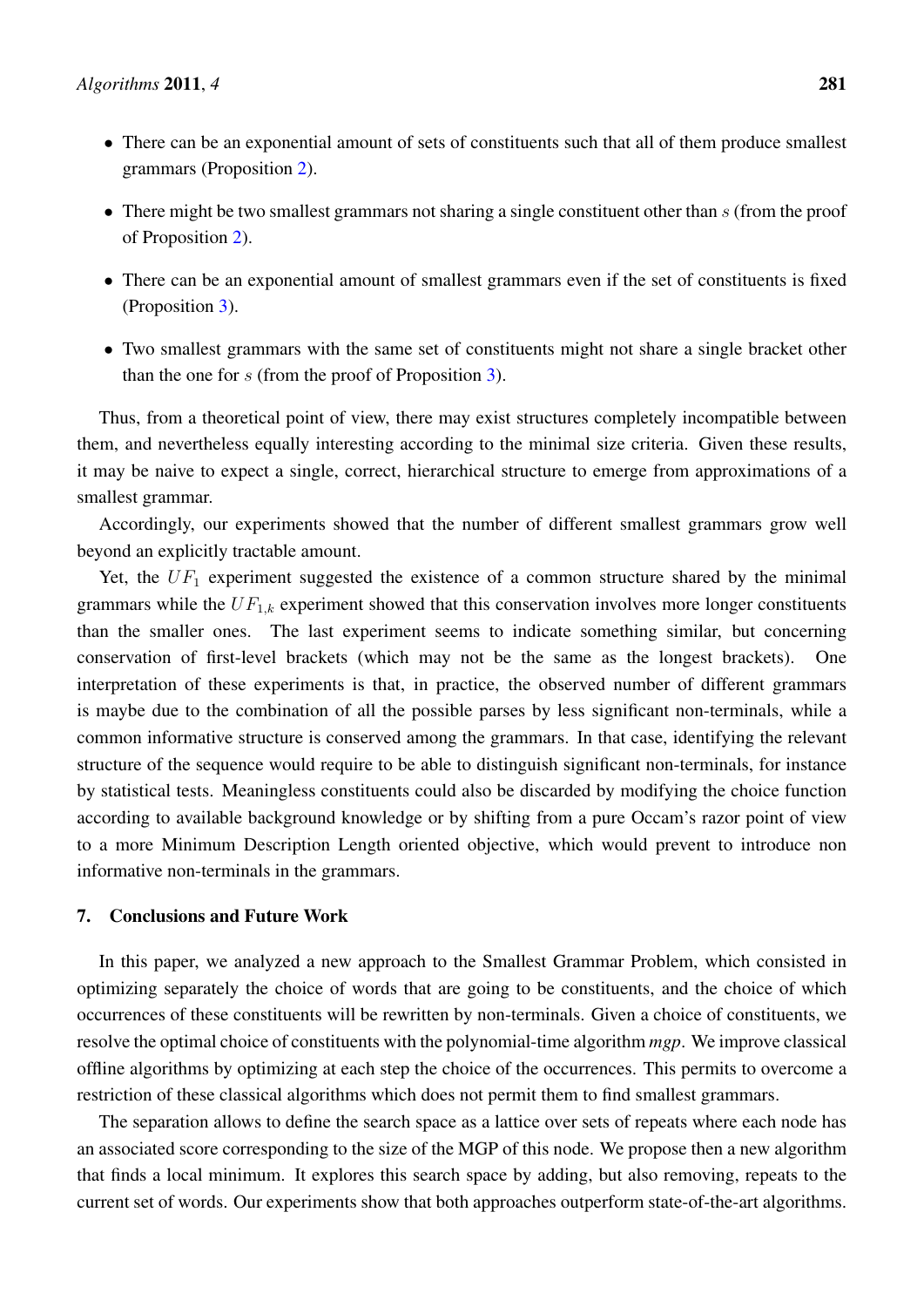- There can be an exponential amount of sets of constituents such that all of them produce smallest grammars (Proposition 2).
- There might be two smallest grammars not sharing a single constituent other than $s$ (from the proof of Proposition 2).
- There can be an exponential amount of smallest grammars even if the set of constituents is fixed (Proposition 3).
- Two smallest grammars with the same set of constituents might not share a single bracket other than the one for $s$ (from the proof of Proposition 3).

Thus, from a theoretical point of view, there may exist structures completely incompatible between them, and nevertheless equally interesting according to the minimal size criteria. Given these results, it may be naive to expect a single, correct, hierarchical structure to emerge from approximations of a smallest grammar.

Accordingly, our experiments showed that the number of different smallest grammars grow well beyond an explicitly tractable amount.

Yet, the $UF_1$ experiment suggested the existence of a common structure shared by the minimal grammars while the $UF_{1,k}$ experiment showed that this conservation involves more longer constituents than the smaller ones. The last experiment seems to indicate something similar, but concerning conservation of first-level brackets (which may not be the same as the longest brackets). One interpretation of these experiments is that, in practice, the observed number of different grammars is maybe due to the combination of all the possible parses by less significant non-terminals, while a common informative structure is conserved among the grammars. In that case, identifying the relevant structure of the sequence would require to be able to distinguish significant non-terminals, for instance by statistical tests. Meaningless constituents could also be discarded by modifying the choice function according to available background knowledge or by shifting from a pure Occam's razor point of view to a more Minimum Description Length oriented objective, which would prevent to introduce non informative non-terminals in the grammars.

## 7. Conclusions and Future Work

In this paper, we analyzed a new approach to the Smallest Grammar Problem, which consisted in optimizing separately the choice of words that are going to be constituents, and the choice of which occurrences of these constituents will be rewritten by non-terminals. Given a choice of constituents, we resolve the optimal choice of constituents with the polynomial-time algorithm *mgp*. We improve classical offline algorithms by optimizing at each step the choice of the occurrences. This permits to overcome a restriction of these classical algorithms which does not permit them to find smallest grammars.

The separation allows to define the search space as a lattice over sets of repeats where each node has an associated score corresponding to the size of the MGP of this node. We propose then a new algorithm that finds a local minimum. It explores this search space by adding, but also removing, repeats to the current set of words. Our experiments show that both approaches outperform state-of-the-art algorithms.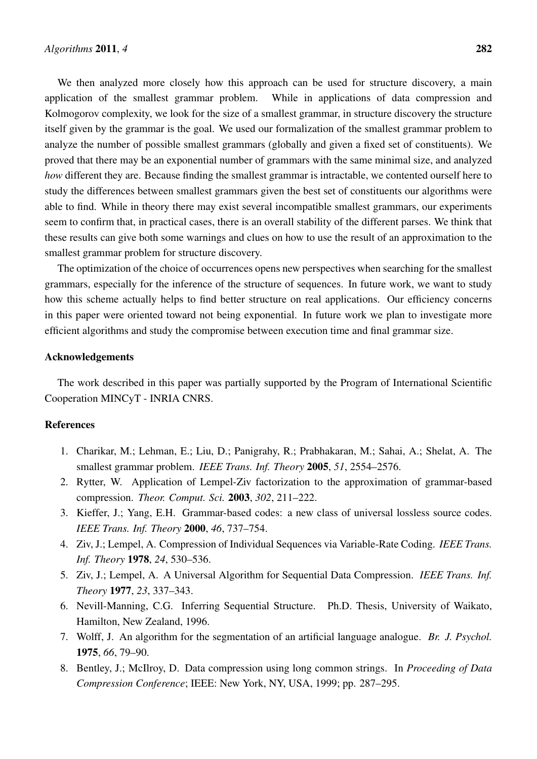We then analyzed more closely how this approach can be used for structure discovery, a main application of the smallest grammar problem. While in applications of data compression and Kolmogorov complexity, we look for the size of a smallest grammar, in structure discovery the structure itself given by the grammar is the goal. We used our formalization of the smallest grammar problem to analyze the number of possible smallest grammars (globally and given a fixed set of constituents). We proved that there may be an exponential number of grammars with the same minimal size, and analyzed *how* different they are. Because finding the smallest grammar is intractable, we contented ourself here to study the differences between smallest grammars given the best set of constituents our algorithms were able to find. While in theory there may exist several incompatible smallest grammars, our experiments seem to confirm that, in practical cases, there is an overall stability of the different parses. We think that these results can give both some warnings and clues on how to use the result of an approximation to the smallest grammar problem for structure discovery.

The optimization of the choice of occurrences opens new perspectives when searching for the smallest grammars, especially for the inference of the structure of sequences. In future work, we want to study how this scheme actually helps to find better structure on real applications. Our efficiency concerns in this paper were oriented toward not being exponential. In future work we plan to investigate more efficient algorithms and study the compromise between execution time and final grammar size.

## Acknowledgements

The work described in this paper was partially supported by the Program of International Scientific Cooperation MINCyT - INRIA CNRS.

## References

1. Charikar, M.; Lehman, E.; Liu, D.; Panigrahy, R.; Prabhakaran, M.; Sahai, A.; Shelat, A. The smallest grammar problem. *IEEE Trans. Inf. Theory* **2005**, *51*, 2554–2576.
2. Rytter, W. Application of Lempel-Ziv factorization to the approximation of grammar-based compression. *Theor. Comput. Sci.* **2003**, *302*, 211–222.
3. Kieffer, J.; Yang, E.H. Grammar-based codes: a new class of universal lossless source codes. *IEEE Trans. Inf. Theory* **2000**, *46*, 737–754.
4. Ziv, J.; Lempel, A. Compression of Individual Sequences via Variable-Rate Coding. *IEEE Trans. Inf. Theory* **1978**, *24*, 530–536.
5. Ziv, J.; Lempel, A. A Universal Algorithm for Sequential Data Compression. *IEEE Trans. Inf. Theory* **1977**, *23*, 337–343.
6. Nevill-Manning, C.G. Inferring Sequential Structure. Ph.D. Thesis, University of Waikato, Hamilton, New Zealand, 1996.
7. Wolff, J. An algorithm for the segmentation of an artificial language analogue. *Br. J. Psychol.* **1975**, *66*, 79–90.
8. Bentley, J.; McIlroy, D. Data compression using long common strings. In *Proceeding of Data Compression Conference*; IEEE: New York, NY, USA, 1999; pp. 287–295.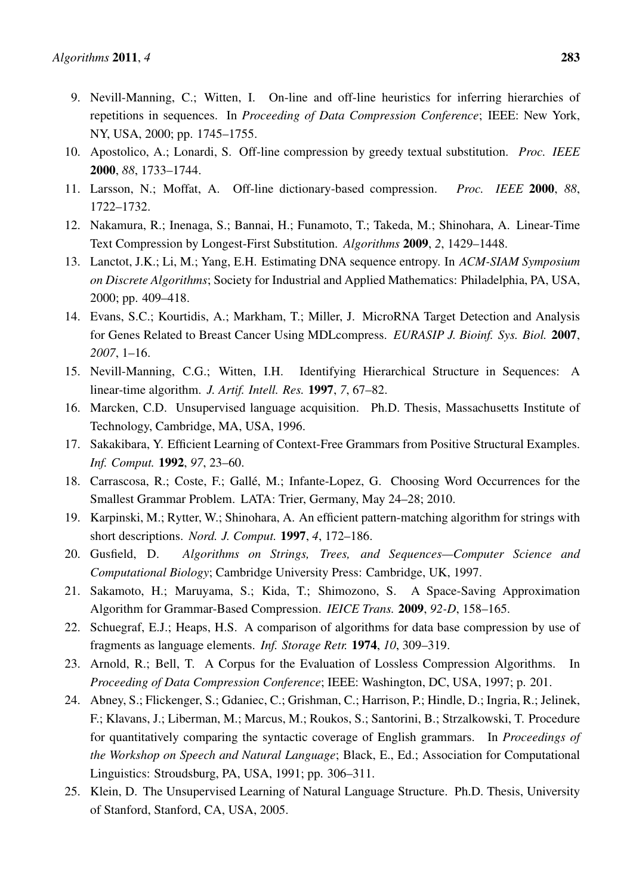9. Nevill-Manning, C.; Witten, I. On-line and off-line heuristics for inferring hierarchies of repetitions in sequences. In *Proceeding of Data Compression Conference*; IEEE: New York, NY, USA, 2000; pp. 1745–1755.
10. Apostolico, A.; Lonardi, S. Off-line compression by greedy textual substitution. *Proc. IEEE* **2000**, *88*, 1733–1744.
11. Larsson, N.; Moffat, A. Off-line dictionary-based compression. *Proc. IEEE* **2000**, *88*, 1722–1732.
12. Nakamura, R.; Inenaga, S.; Bannai, H.; Funamoto, T.; Takeda, M.; Shinohara, A. Linear-Time Text Compression by Longest-First Substitution. *Algorithms* **2009**, *2*, 1429–1448.
13. Lanctot, J.K.; Li, M.; Yang, E.H. Estimating DNA sequence entropy. In *ACM-SIAM Symposium on Discrete Algorithms*; Society for Industrial and Applied Mathematics: Philadelphia, PA, USA, 2000; pp. 409–418.
14. Evans, S.C.; Kourtidis, A.; Markham, T.; Miller, J. MicroRNA Target Detection and Analysis for Genes Related to Breast Cancer Using MDLcompress. *EURASIP J. Bioinf. Sys. Biol.* **2007**, *2007*, 1–16.
15. Nevill-Manning, C.G.; Witten, I.H. Identifying Hierarchical Structure in Sequences: A linear-time algorithm. *J. Artif. Intell. Res.* **1997**, *7*, 67–82.
16. Marcken, C.D. Unsupervised language acquisition. Ph.D. Thesis, Massachusetts Institute of Technology, Cambridge, MA, USA, 1996.
17. Sakakibara, Y. Efficient Learning of Context-Free Grammars from Positive Structural Examples. *Inf. Comput.* **1992**, *97*, 23–60.
18. Carrascosa, R.; Coste, F.; Gallé, M.; Infante-Lopez, G. Choosing Word Occurrences for the Smallest Grammar Problem. LATA: Trier, Germany, May 24–28; 2010.
19. Karpinski, M.; Rytter, W.; Shinohara, A. An efficient pattern-matching algorithm for strings with short descriptions. *Nord. J. Comput.* **1997**, *4*, 172–186.
20. Gusfield, D. *Algorithms on Strings, Trees, and Sequences—Computer Science and Computational Biology*; Cambridge University Press: Cambridge, UK, 1997.
21. Sakamoto, H.; Maruyama, S.; Kida, T.; Shimozono, S. A Space-Saving Approximation Algorithm for Grammar-Based Compression. *IEICE Trans.* **2009**, *92-D*, 158–165.
22. Schuegraf, E.J.; Heaps, H.S. A comparison of algorithms for data base compression by use of fragments as language elements. *Inf. Storage Retr.* **1974**, *10*, 309–319.
23. Arnold, R.; Bell, T. A Corpus for the Evaluation of Lossless Compression Algorithms. In *Proceeding of Data Compression Conference*; IEEE: Washington, DC, USA, 1997; p. 201.
24. Abney, S.; Flickenger, S.; Gdaniec, C.; Grishman, C.; Harrison, P.; Hindle, D.; Ingria, R.; Jelinek, F.; Klavans, J.; Liberman, M.; Marcus, M.; Roukos, S.; Santorini, B.; Strzalkowski, T. Procedure for quantitatively comparing the syntactic coverage of English grammars. In *Proceedings of the Workshop on Speech and Natural Language*; Black, E., Ed.; Association for Computational Linguistics: Stroudsburg, PA, USA, 1991; pp. 306–311.
25. Klein, D. The Unsupervised Learning of Natural Language Structure. Ph.D. Thesis, University of Stanford, Stanford, CA, USA, 2005.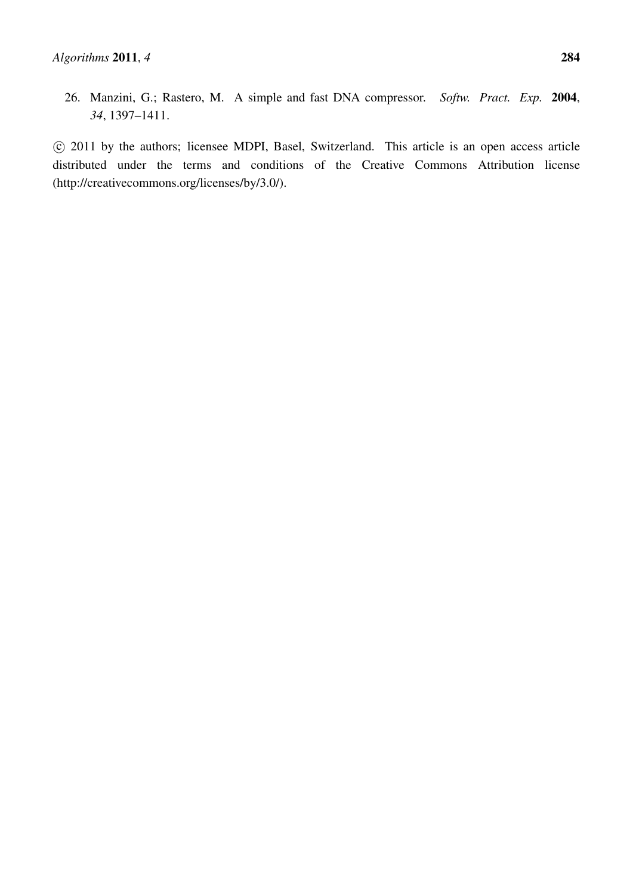26. Manzini, G.; Rastero, M. A simple and fast DNA compressor. *Softw. Pract. Exp.* **2004**, *34*, 1397–1411.

© 2011 by the authors; licensee MDPI, Basel, Switzerland. This article is an open access article distributed under the terms and conditions of the Creative Commons Attribution license (http://creativecommons.org/licenses/by/3.0/).